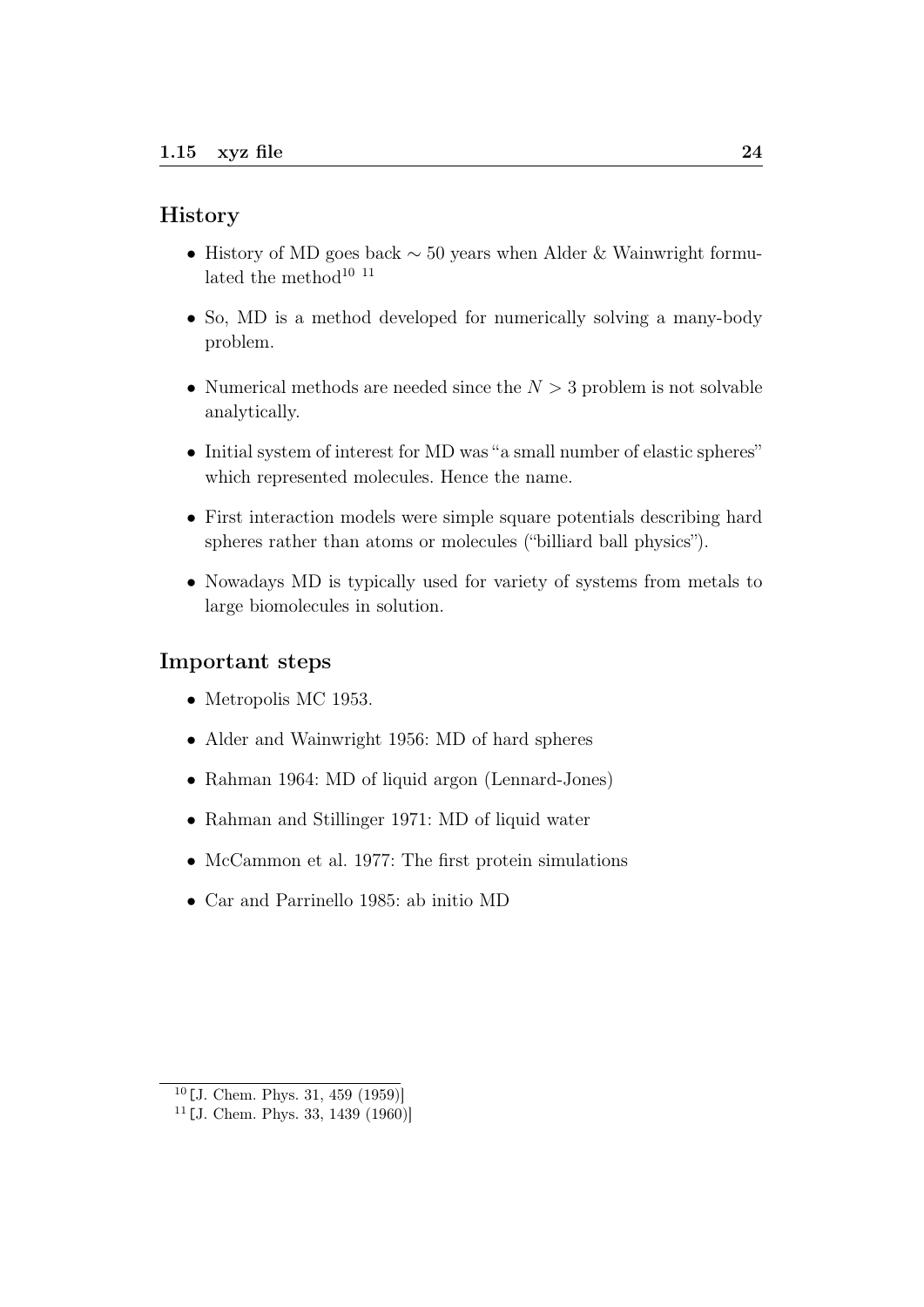## History

- History of MD goes back $\sim 50$ years when Alder & Wainwright formulated the method[10] [11]
- So, MD is a method developed for numerically solving a many-body problem.
- Numerical methods are needed since the $N > 3$ problem is not solvable analytically.
- Initial system of interest for MD was "a small number of elastic spheres" which represented molecules. Hence the name.
- First interaction models were simple square potentials describing hard spheres rather than atoms or molecules ("billiard ball physics").
- Nowadays MD is typically used for variety of systems from metals to large biomolecules in solution.

## Important steps

- Metropolis MC 1953.
- Alder and Wainwright 1956: MD of hard spheres
- Rahman 1964: MD of liquid argon (Lennard-Jones)
- Rahman and Stillinger 1971: MD of liquid water
- McCammon et al. 1977: The first protein simulations
- Car and Parrinello 1985: ab initio MD

---

[10] [J. Chem. Phys. 31, 459 (1959)]

[11] [J. Chem. Phys. 33, 1439 (1960)]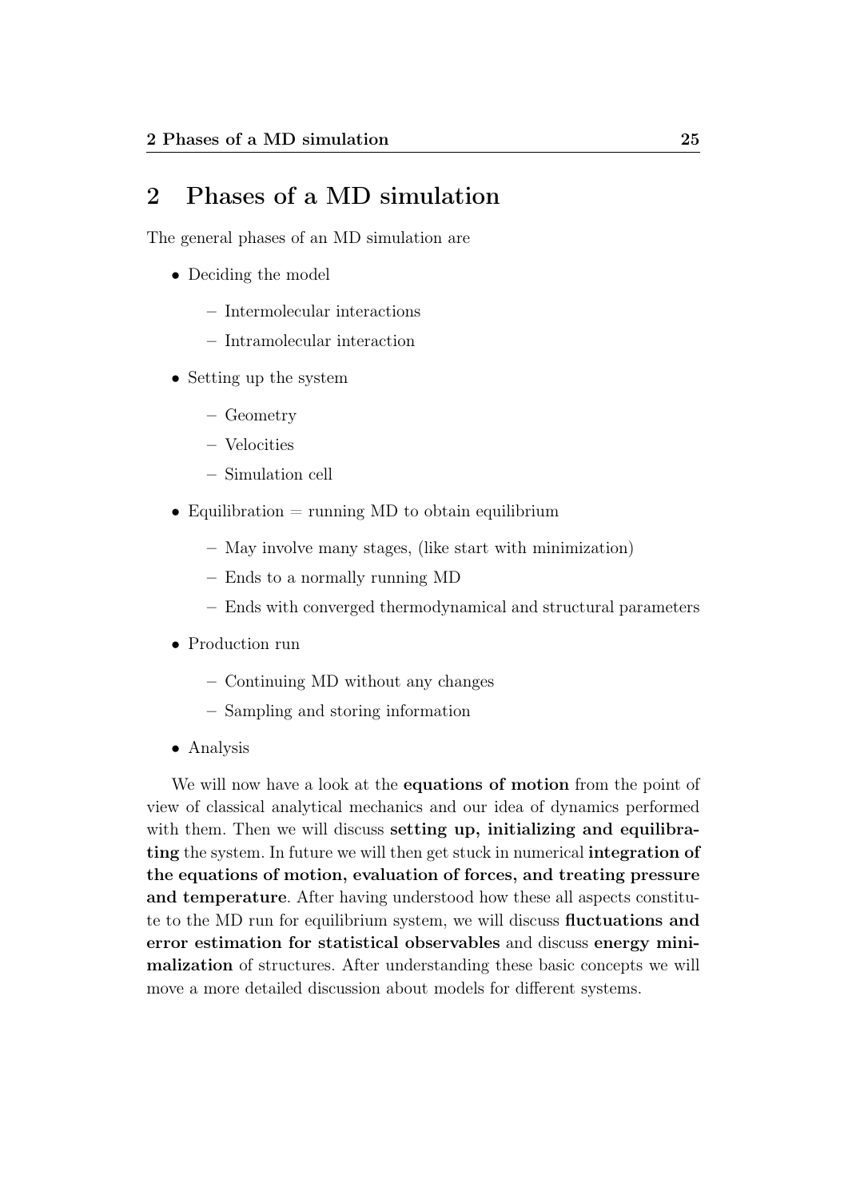# 2 Phases of a MD simulation

The general phases of an MD simulation are

- Deciding the model
  - Intermolecular interactions
  - Intramolecular interaction
- Setting up the system
  - Geometry
  - Velocities
  - Simulation cell
- Equilibration = running MD to obtain equilibrium
  - May involve many stages, (like start with minimization)
  - Ends to a normally running MD
  - Ends with converged thermodynamical and structural parameters
- Production run
  - Continuing MD without any changes
  - Sampling and storing information
- Analysis

We will now have a look at the **equations of motion** from the point of view of classical analytical mechanics and our idea of dynamics performed with them. Then we will discuss **setting up, initializing and equilibrating** the system. In future we will then get stuck in numerical **integration of the equations of motion, evaluation of forces, and treating pressure and temperature**. After having understood how these all aspects constitute to the MD run for equilibrium system, we will discuss **fluctuations and error estimation for statistical observables** and discuss **energy minimalization** of structures. After understanding these basic concepts we will move a more detailed discussion about models for different systems.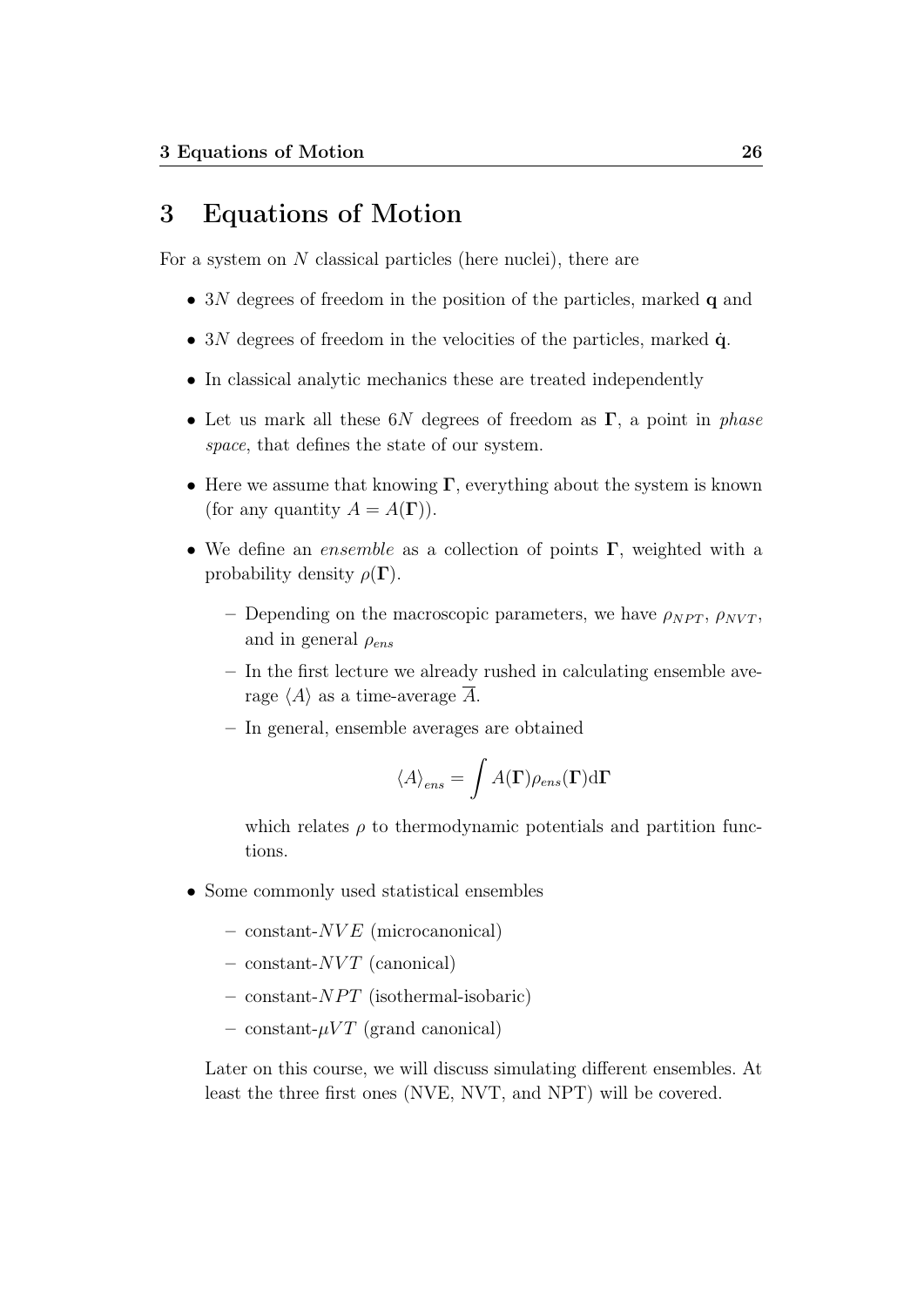# 3 Equations of Motion

For a system on $N$ classical particles (here nuclei), there are

- $3N$ degrees of freedom in the position of the particles, marked $\mathbf{q}$ and
- $3N$ degrees of freedom in the velocities of the particles, marked $\dot{\mathbf{q}}$.
- In classical analytic mechanics these are treated independently
- Let us mark all these $6N$ degrees of freedom as $\mathbf{\Gamma}$, a point in *phase space*, that defines the state of our system.
- Here we assume that knowing $\mathbf{\Gamma}$, everything about the system is known (for any quantity $A = A(\mathbf{\Gamma})$).
- We define an *ensemble* as a collection of points $\mathbf{\Gamma}$, weighted with a probability density $\rho(\mathbf{\Gamma})$.
  - Depending on the macroscopic parameters, we have $\rho_{NPT}$, $\rho_{NVT}$, and in general $\rho_{ens}$
  - In the first lecture we already rushed in calculating ensemble average $\langle A \rangle$ as a time-average $\overline{A}$.
  - In general, ensemble averages are obtained

$$\langle A \rangle_{ens} = \int A(\mathbf{\Gamma}) \rho_{ens}(\mathbf{\Gamma}) \mathrm{d}\mathbf{\Gamma}$$

    which relates $\rho$ to thermodynamic potentials and partition functions.

- Some commonly used statistical ensembles
  - constant-$NVE$ (microcanonical)
  - constant-$NVT$ (canonical)
  - constant-$NPT$ (isothermal-isobaric)
  - constant-$\mu VT$ (grand canonical)

  Later on this course, we will discuss simulating different ensembles. At least the three first ones (NVE, NVT, and NPT) will be covered.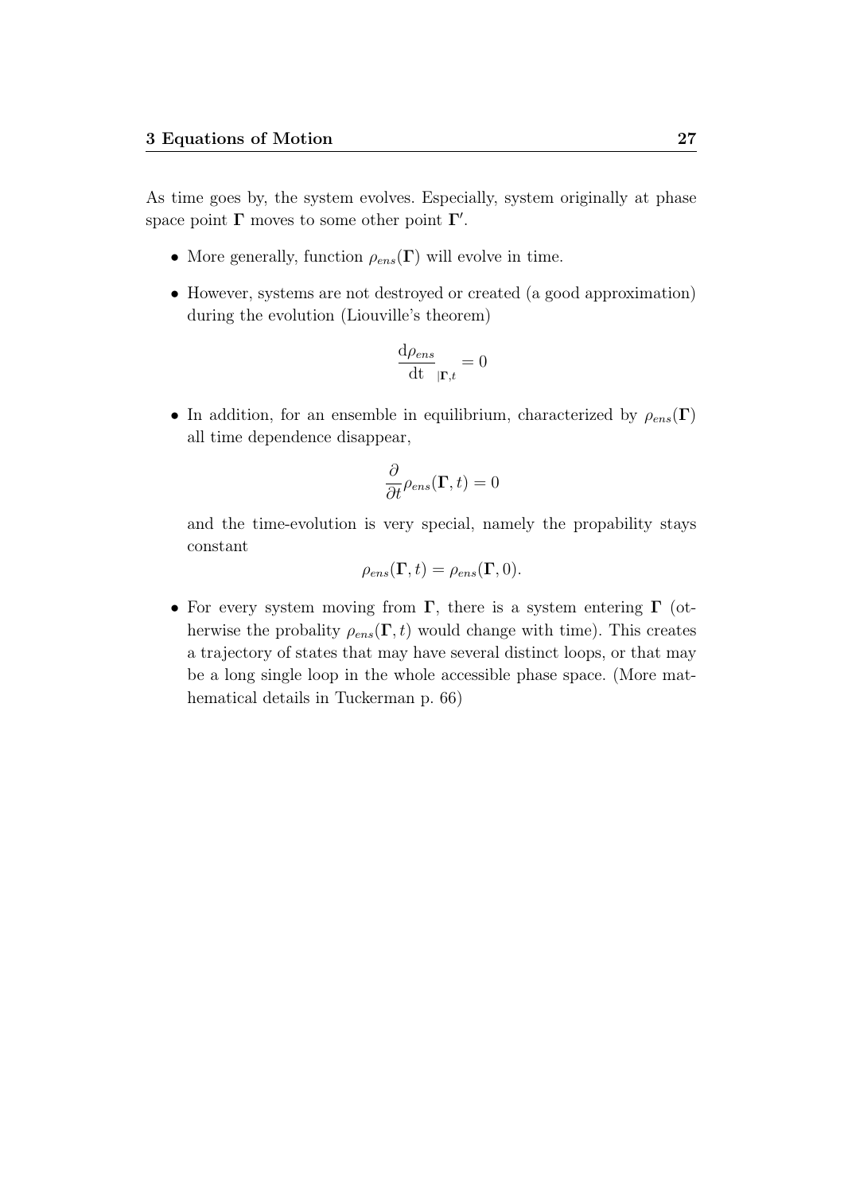As time goes by, the system evolves. Especially, system originally at phase space point $\mathbf{\Gamma}$ moves to some other point $\mathbf{\Gamma}'$.

- More generally, function $\rho_{ens}(\mathbf{\Gamma})$ will evolve in time.
- However, systems are not destroyed or created (a good approximation) during the evolution (Liouville's theorem)

$$\frac{\mathrm{d}\rho_{ens}}{\mathrm{dt}}_{|\mathbf{\Gamma},t} = 0$$

- In addition, for an ensemble in equilibrium, characterized by $\rho_{ens}(\mathbf{\Gamma})$ all time dependence disappear,

$$\frac{\partial}{\partial t}\rho_{ens}(\mathbf{\Gamma}, t) = 0$$

  and the time-evolution is very special, namely the propability stays constant

$$\rho_{ens}(\mathbf{\Gamma}, t) = \rho_{ens}(\mathbf{\Gamma}, 0).$$

- For every system moving from $\mathbf{\Gamma}$, there is a system entering $\mathbf{\Gamma}$ (otherwise the probality $\rho_{ens}(\mathbf{\Gamma}, t)$ would change with time). This creates a trajectory of states that may have several distinct loops, or that may be a long single loop in the whole accessible phase space. (More mathematical details in Tuckerman p. 66)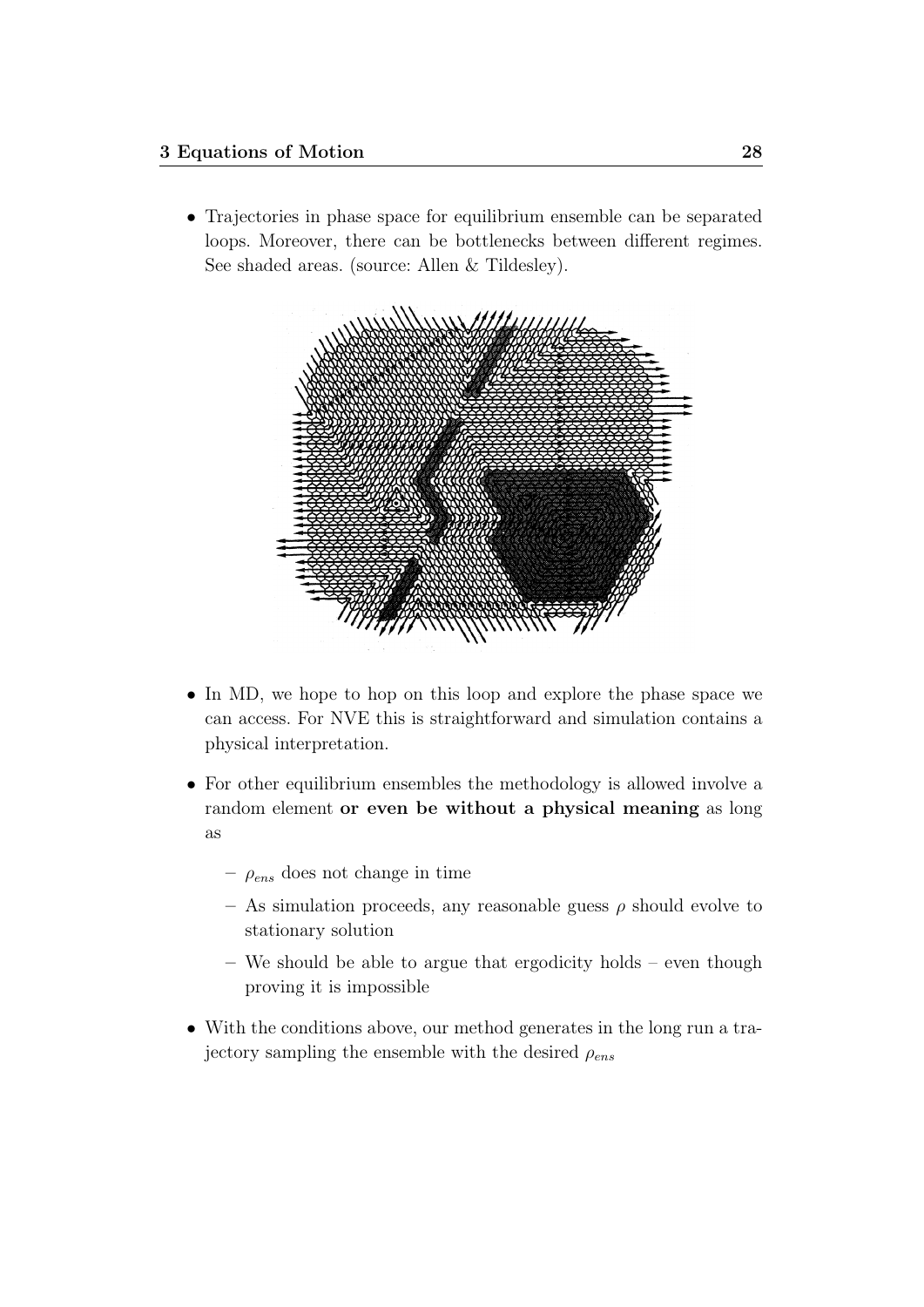- Trajectories in phase space for equilibrium ensemble can be separated loops. Moreover, there can be bottlenecks between different regimes. See shaded areas. (source: Allen & Tildesley).

- In MD, we hope to hop on this loop and explore the phase space we can access. For NVE this is straightforward and simulation contains a physical interpretation.

- For other equilibrium ensembles the methodology is allowed involve a random element **or even be without a physical meaning** as long as

  - $\rho_{ens}$ does not change in time
  - As simulation proceeds, any reasonable guess $\rho$ should evolve to stationary solution
  - We should be able to argue that ergodicity holds – even though proving it is impossible

- With the conditions above, our method generates in the long run a trajectory sampling the ensemble with the desired $\rho_{ens}$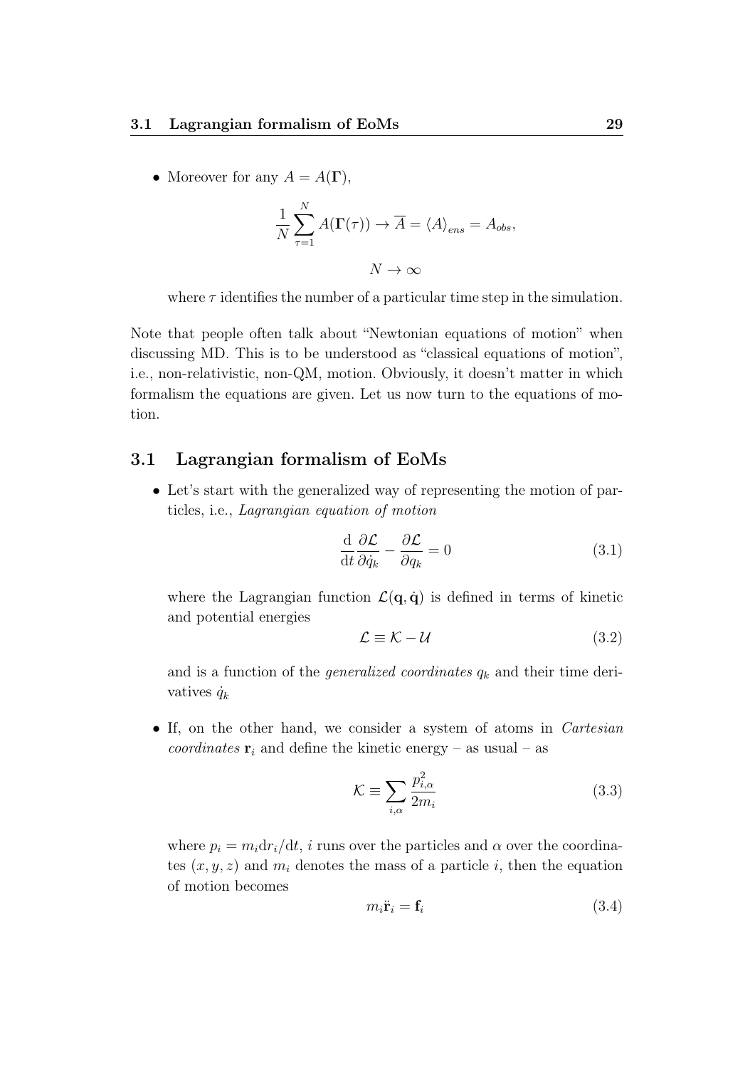- Moreover for any $A = A(\mathbf{\Gamma})$,

$$\frac{1}{N}\sum_{\tau=1}^{N} A(\mathbf{\Gamma}(\tau)) \rightarrow \overline{A} = \langle A \rangle_{ens} = A_{obs},$$

$$N \rightarrow \infty$$

  where $\tau$ identifies the number of a particular time step in the simulation.

Note that people often talk about "Newtonian equations of motion" when discussing MD. This is to be understood as "classical equations of motion", i.e., non-relativistic, non-QM, motion. Obviously, it doesn't matter in which formalism the equations are given. Let us now turn to the equations of motion.

## 3.1 Lagrangian formalism of EoMs

- Let's start with the generalized way of representing the motion of particles, i.e., *Lagrangian equation of motion*

$$\frac{\mathrm{d}}{\mathrm{dt}}\frac{\partial \mathcal{L}}{\partial \dot{q}_k} - \frac{\partial \mathcal{L}}{\partial q_k} = 0 \tag{3.1}$$

  where the Lagrangian function $\mathcal{L}(\mathbf{q}, \dot{\mathbf{q}})$ is defined in terms of kinetic and potential energies

$$\mathcal{L} \equiv \mathcal{K} - \mathcal{U} \tag{3.2}$$

  and is a function of the *generalized coordinates* $q_k$ and their time derivatives $\dot{q}_k$

- If, on the other hand, we consider a system of atoms in *Cartesian coordinates* $\mathbf{r}_i$ and define the kinetic energy – as usual – as

$$\mathcal{K} \equiv \sum_{i,\alpha} \frac{p_{i,\alpha}^2}{2m_i} \tag{3.3}$$

  where $p_i = m_i \mathrm{d}r_i/\mathrm{d}t$, $i$ runs over the particles and $\alpha$ over the coordinates $(x, y, z)$ and $m_i$ denotes the mass of a particle $i$, then the equation of motion becomes

$$m_i \ddot{\mathbf{r}}_i = \mathbf{f}_i \tag{3.4}$$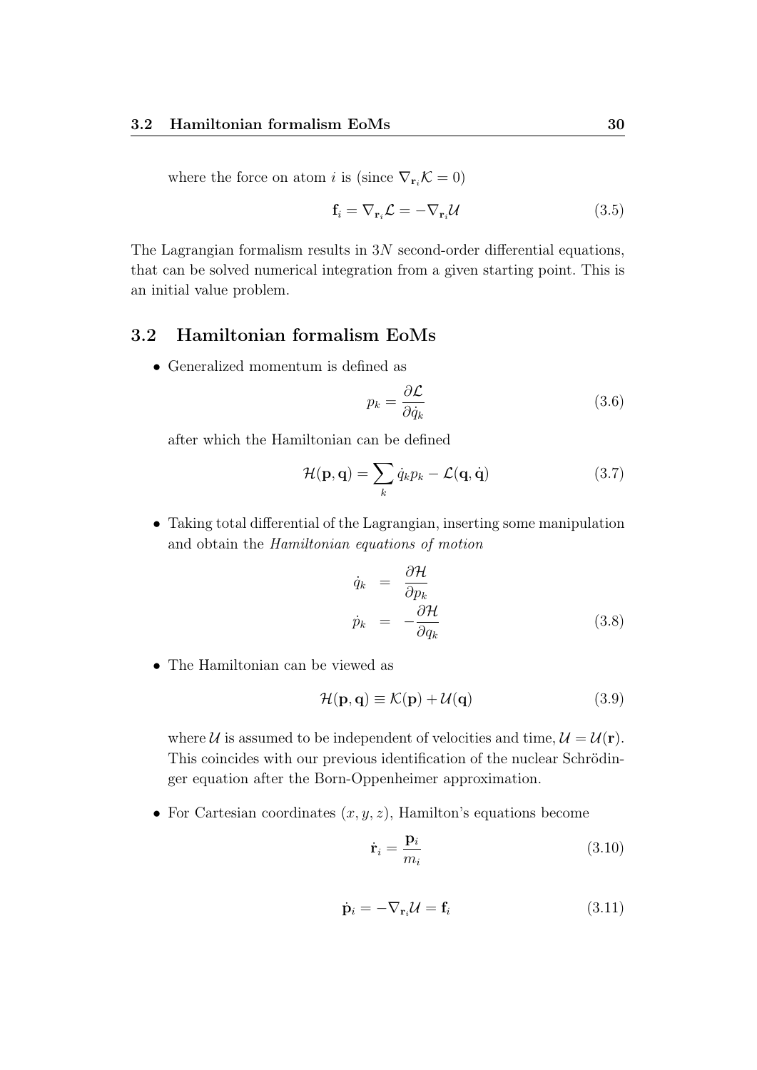where the force on atom $i$ is (since $\nabla_{\mathbf{r}_i}\mathcal{K} = 0$)

$$\mathbf{f}_i = \nabla_{\mathbf{r}_i}\mathcal{L} = -\nabla_{\mathbf{r}_i}\mathcal{U} \tag{3.5}$$

The Lagrangian formalism results in $3N$ second-order differential equations, that can be solved numerical integration from a given starting point. This is an initial value problem.

## 3.2 Hamiltonian formalism EoMs

- Generalized momentum is defined as

  $$p_k = \frac{\partial \mathcal{L}}{\partial \dot{q}_k} \tag{3.6}$$

  after which the Hamiltonian can be defined

  $$\mathcal{H}(\mathbf{p}, \mathbf{q}) = \sum_k \dot{q}_k p_k - \mathcal{L}(\mathbf{q}, \dot{\mathbf{q}}) \tag{3.7}$$

- Taking total differential of the Lagrangian, inserting some manipulation and obtain the *Hamiltonian equations of motion*

  $$\begin{aligned} \dot{q}_k &= \frac{\partial \mathcal{H}}{\partial p_k} \\ \dot{p}_k &= -\frac{\partial \mathcal{H}}{\partial q_k} \end{aligned} \tag{3.8}$$

- The Hamiltonian can be viewed as

  $$\mathcal{H}(\mathbf{p}, \mathbf{q}) \equiv \mathcal{K}(\mathbf{p}) + \mathcal{U}(\mathbf{q}) \tag{3.9}$$

  where $\mathcal{U}$ is assumed to be independent of velocities and time, $\mathcal{U} = \mathcal{U}(\mathbf{r})$. This coincides with our previous identification of the nuclear Schrödinger equation after the Born-Oppenheimer approximation.

- For Cartesian coordinates $(x, y, z)$, Hamilton's equations become

  $$\dot{\mathbf{r}}_i = \frac{\mathbf{p}_i}{m_i} \tag{3.10}$$

  $$\dot{\mathbf{p}}_i = -\nabla_{\mathbf{r}_i}\mathcal{U} = \mathbf{f}_i \tag{3.11}$$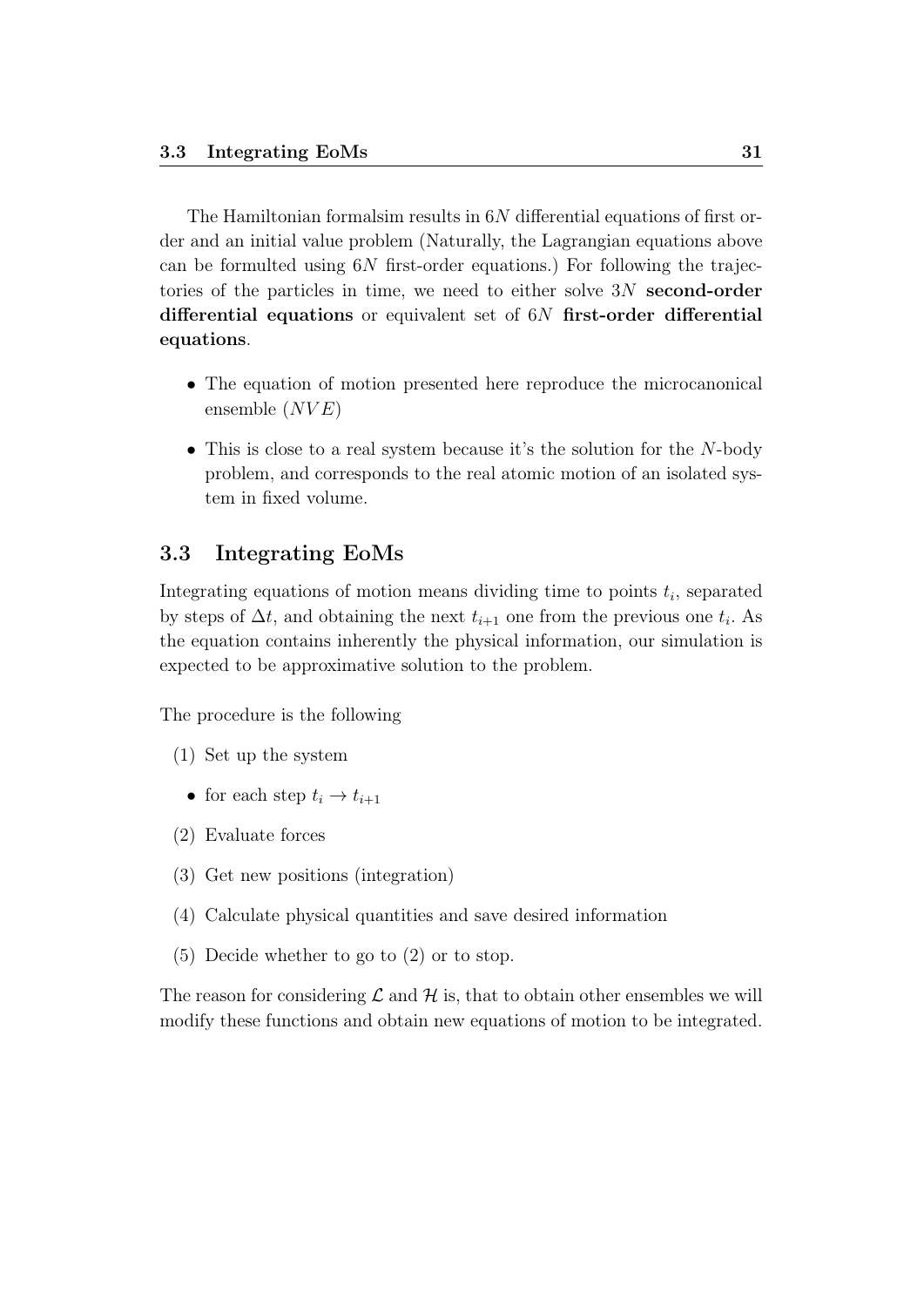The Hamiltonian formalsim results in $6N$ differential equations of first order and an initial value problem (Naturally, the Lagrangian equations above can be formulted using $6N$ first-order equations.) For following the trajectories of the particles in time, we need to either solve $3N$ **second-order differential equations** or equivalent set of $6N$ **first-order differential equations**.

- The equation of motion presented here reproduce the microcanonical ensemble ($NVE$)
- This is close to a real system because it's the solution for the $N$-body problem, and corresponds to the real atomic motion of an isolated system in fixed volume.

## 3.3 Integrating EoMs

Integrating equations of motion means dividing time to points $t_i$, separated by steps of $\Delta t$, and obtaining the next $t_{i+1}$ one from the previous one $t_i$. As the equation contains inherently the physical information, our simulation is expected to be approximative solution to the problem.

The procedure is the following

(1) Set up the system

- for each step $t_i \rightarrow t_{i+1}$

(2) Evaluate forces

(3) Get new positions (integration)

(4) Calculate physical quantities and save desired information

(5) Decide whether to go to (2) or to stop.

The reason for considering $\mathcal{L}$ and $\mathcal{H}$ is, that to obtain other ensembles we will modify these functions and obtain new equations of motion to be integrated.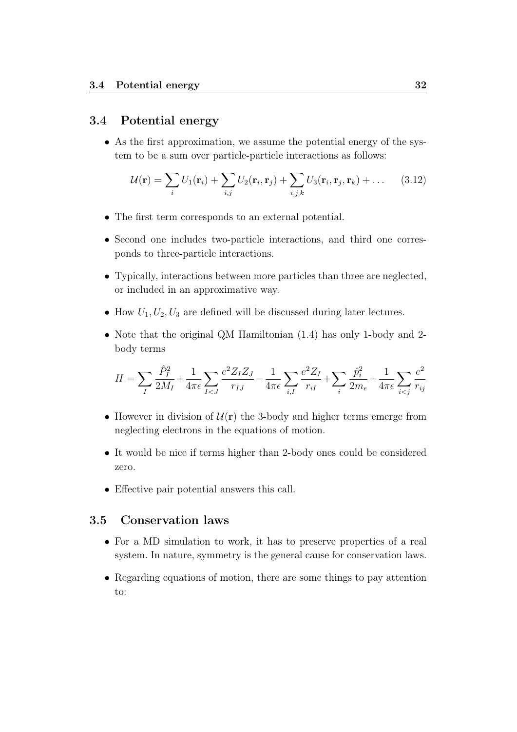## 3.4 Potential energy

- As the first approximation, we assume the potential energy of the system to be a sum over particle-particle interactions as follows:

$$\mathcal{U}(\mathbf{r}) = \sum_i U_1(\mathbf{r}_i) + \sum_{i,j} U_2(\mathbf{r}_i, \mathbf{r}_j) + \sum_{i,j,k} U_3(\mathbf{r}_i, \mathbf{r}_j, \mathbf{r}_k) + \dots \qquad (3.12)$$

- The first term corresponds to an external potential.
- Second one includes two-particle interactions, and third one corresponds to three-particle interactions.
- Typically, interactions between more particles than three are neglected, or included in an approximative way.
- How $U_1, U_2, U_3$ are defined will be discussed during later lectures.
- Note that the original QM Hamiltonian (1.4) has only 1-body and 2-body terms

$$H = \sum_I \frac{\hat{P}_I^2}{2M_I} + \frac{1}{4\pi\epsilon} \sum_{I<J} \frac{e^2 Z_I Z_J}{r_{IJ}} - \frac{1}{4\pi\epsilon} \sum_{i,I} \frac{e^2 Z_I}{r_{iI}} + \sum_i \frac{\hat{p}_i^2}{2m_e} + \frac{1}{4\pi\epsilon} \sum_{i<j} \frac{e^2}{r_{ij}}$$

- However in division of $\mathcal{U}(\mathbf{r})$ the 3-body and higher terms emerge from neglecting electrons in the equations of motion.
- It would be nice if terms higher than 2-body ones could be considered zero.
- Effective pair potential answers this call.

## 3.5 Conservation laws

- For a MD simulation to work, it has to preserve properties of a real system. In nature, symmetry is the general cause for conservation laws.
- Regarding equations of motion, there are some things to pay attention to: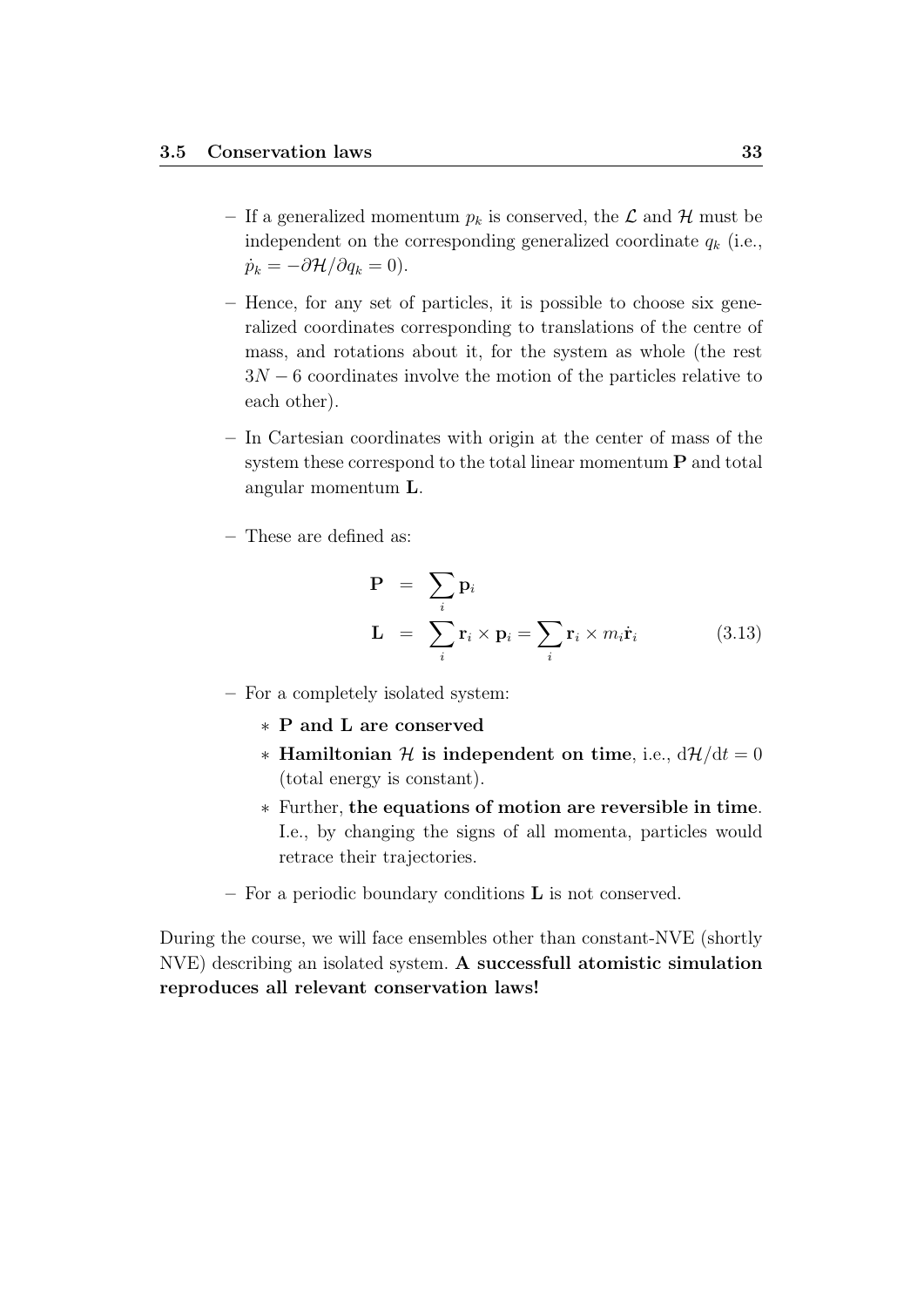- If a generalized momentum $p_k$ is conserved, the $\mathcal{L}$ and $\mathcal{H}$ must be independent on the corresponding generalized coordinate $q_k$ (i.e., $\dot{p}_k = -\partial\mathcal{H}/\partial q_k = 0$).

- Hence, for any set of particles, it is possible to choose six generalized coordinates corresponding to translations of the centre of mass, and rotations about it, for the system as whole (the rest $3N - 6$ coordinates involve the motion of the particles relative to each other).

- In Cartesian coordinates with origin at the center of mass of the system these correspond to the total linear momentum $\mathbf{P}$ and total angular momentum $\mathbf{L}$.

- These are defined as:

$$\begin{aligned} \mathbf{P} &= \sum_i \mathbf{p}_i \\ \mathbf{L} &= \sum_i \mathbf{r}_i \times \mathbf{p}_i = \sum_i \mathbf{r}_i \times m_i \dot{\mathbf{r}}_i \end{aligned} \tag{3.13}$$

- For a completely isolated system:
  - **P and L are conserved**
  - **Hamiltonian $\mathcal{H}$ is independent on time**, i.e., $\mathrm{d}\mathcal{H}/\mathrm{d}t = 0$ (total energy is constant).
  - Further, **the equations of motion are reversible in time**. I.e., by changing the signs of all momenta, particles would retrace their trajectories.

- For a periodic boundary conditions $\mathbf{L}$ is not conserved.

During the course, we will face ensembles other than constant-NVE (shortly NVE) describing an isolated system. **A successfull atomistic simulation reproduces all relevant conservation laws!**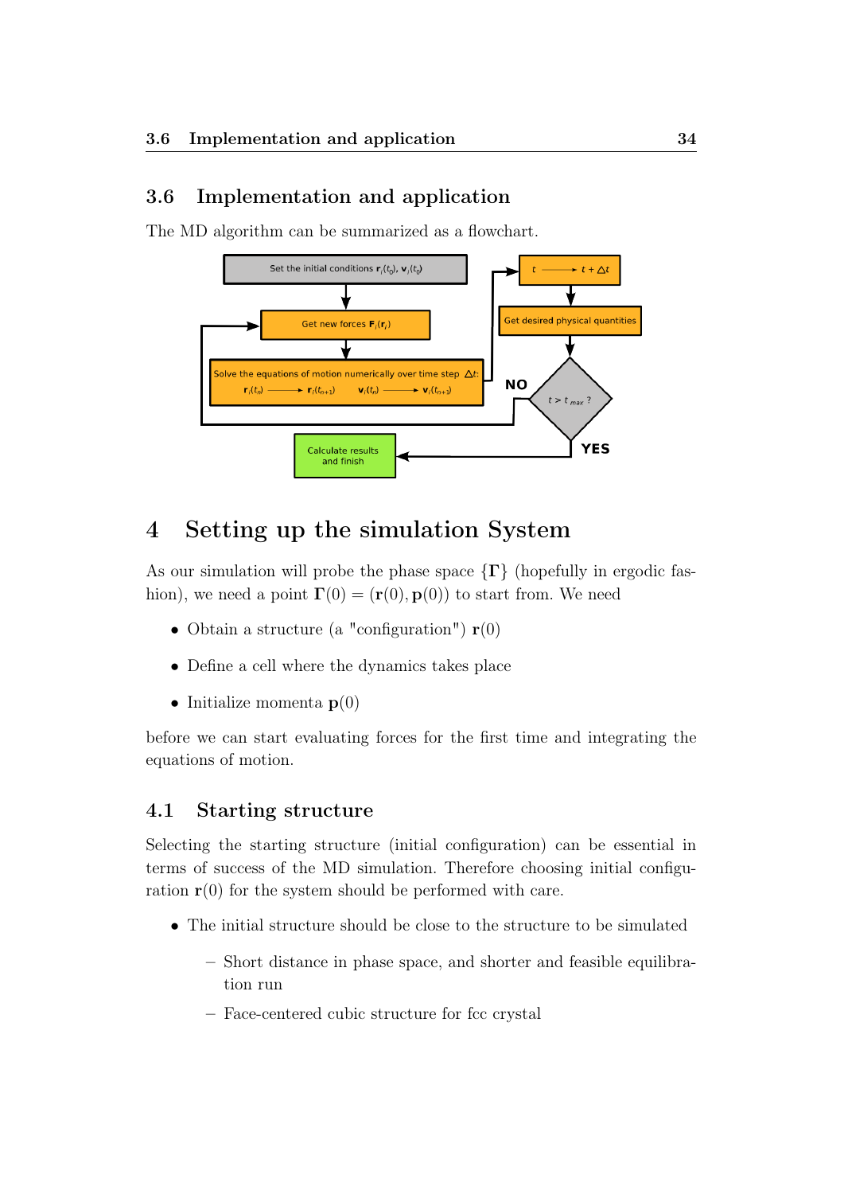## 3.6 Implementation and application

The MD algorithm can be summarized as a flowchart.

Set the initial conditions $\mathbf{r}_i(t_0)$, $\mathbf{v}_i(t_0)$

Get new forces $\mathbf{F}_i(\mathbf{r}_j)$

Solve the equations of motion numerically over time step $\Delta t$:
$\mathbf{r}_i(t_n) \longrightarrow \mathbf{r}_i(t_{n+1})$ $\mathbf{v}_i(t_n) \longrightarrow \mathbf{v}_i(t_{n+1})$

$t \longrightarrow t + \Delta t$

Get desired physical quantities

$t > t_{max}$ ?

NO

YES

Calculate results and finish

# 4 Setting up the simulation System

As our simulation will probe the phase space $\{\boldsymbol{\Gamma}\}$ (hopefully in ergodic fashion), we need a point $\boldsymbol{\Gamma}(0) = (\mathbf{r}(0), \mathbf{p}(0))$ to start from. We need

- Obtain a structure (a "configuration") $\mathbf{r}(0)$
- Define a cell where the dynamics takes place
- Initialize momenta $\mathbf{p}(0)$

before we can start evaluating forces for the first time and integrating the equations of motion.

## 4.1 Starting structure

Selecting the starting structure (initial configuration) can be essential in terms of success of the MD simulation. Therefore choosing initial configuration $\mathbf{r}(0)$ for the system should be performed with care.

- The initial structure should be close to the structure to be simulated
  - Short distance in phase space, and shorter and feasible equilibration run
  - Face-centered cubic structure for fcc crystal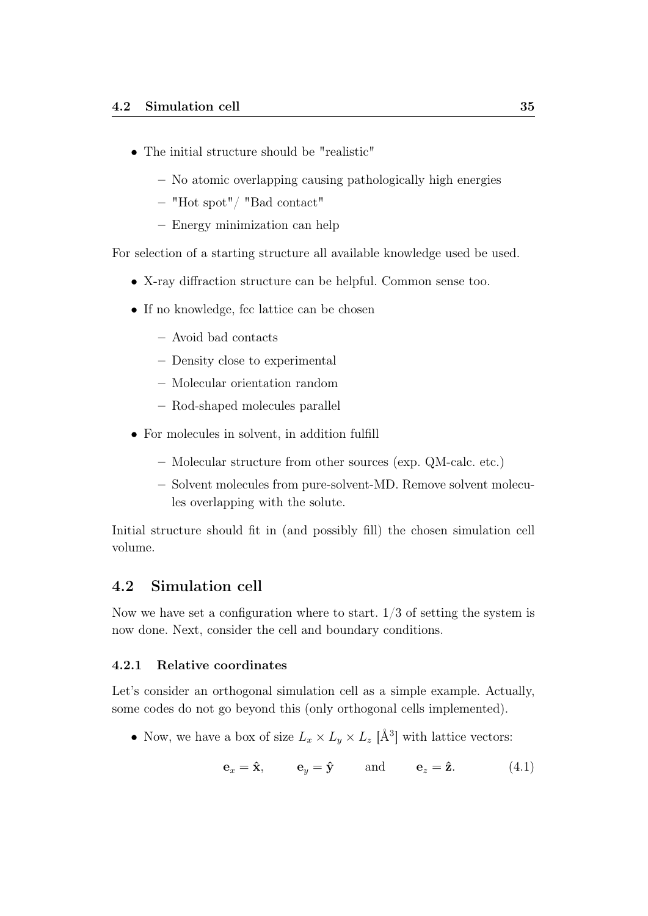- The initial structure should be "realistic"
  - No atomic overlapping causing pathologically high energies
  - "Hot spot"/ "Bad contact"
  - Energy minimization can help

For selection of a starting structure all available knowledge used be used.

- X-ray diffraction structure can be helpful. Common sense too.
- If no knowledge, fcc lattice can be chosen
  - Avoid bad contacts
  - Density close to experimental
  - Molecular orientation random
  - Rod-shaped molecules parallel
- For molecules in solvent, in addition fulfill
  - Molecular structure from other sources (exp. QM-calc. etc.)
  - Solvent molecules from pure-solvent-MD. Remove solvent molecules overlapping with the solute.

Initial structure should fit in (and possibly fill) the chosen simulation cell volume.

## 4.2 Simulation cell

Now we have set a configuration where to start. 1/3 of setting the system is now done. Next, consider the cell and boundary conditions.

### 4.2.1 Relative coordinates

Let's consider an orthogonal simulation cell as a simple example. Actually, some codes do not go beyond this (only orthogonal cells implemented).

- Now, we have a box of size $L_x \times L_y \times L_z$ [$\text{Å}^3$] with lattice vectors:

$$\mathbf{e}_x = \hat{\mathbf{x}}, \qquad \mathbf{e}_y = \hat{\mathbf{y}} \qquad \text{and} \qquad \mathbf{e}_z = \hat{\mathbf{z}}. \tag{4.1}$$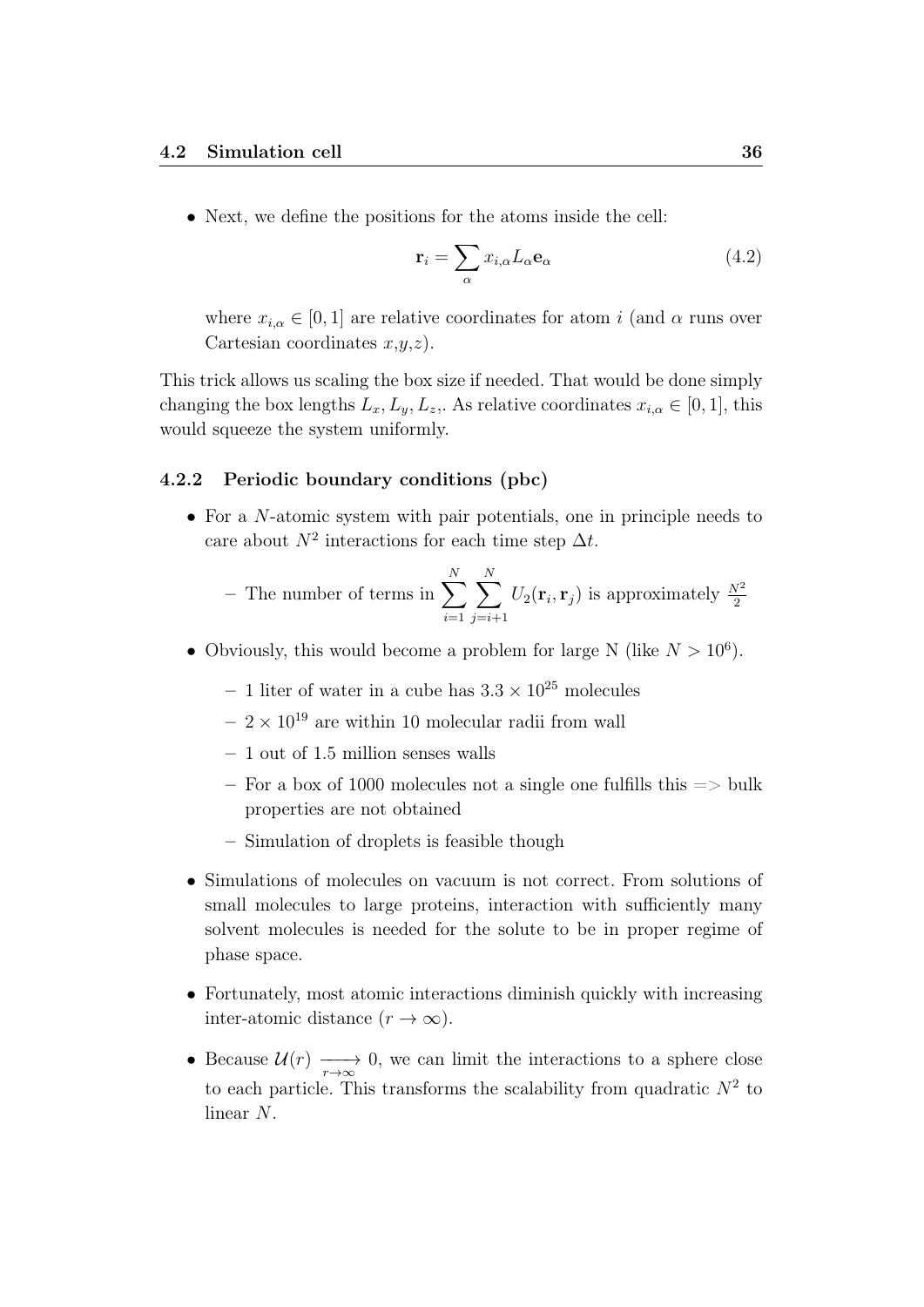- Next, we define the positions for the atoms inside the cell:

$$\mathbf{r}_i = \sum_{\alpha} x_{i,\alpha} L_{\alpha} \mathbf{e}_{\alpha} \tag{4.2}$$

  where $x_{i,\alpha} \in [0,1]$ are relative coordinates for atom $i$ (and $\alpha$ runs over Cartesian coordinates $x$,$y$,$z$).

This trick allows us scaling the box size if needed. That would be done simply changing the box lengths $L_x, L_y, L_z$,. As relative coordinates $x_{i,\alpha} \in [0,1]$, this would squeeze the system uniformly.

### 4.2.2 Periodic boundary conditions (pbc)

- For a $N$-atomic system with pair potentials, one in principle needs to care about $N^2$ interactions for each time step $\Delta t$.
  - The number of terms in $\sum_{i=1}^{N} \sum_{j=i+1}^{N} U_2(\mathbf{r}_i, \mathbf{r}_j)$ is approximately $\frac{N^2}{2}$
- Obviously, this would become a problem for large N (like $N > 10^6$).
  - 1 liter of water in a cube has $3.3 \times 10^{25}$ molecules
  - $2 \times 10^{19}$ are within 10 molecular radii from wall
  - 1 out of 1.5 million senses walls
  - For a box of 1000 molecules not a single one fulfills this => bulk properties are not obtained
  - Simulation of droplets is feasible though
- Simulations of molecules on vacuum is not correct. From solutions of small molecules to large proteins, interaction with sufficiently many solvent molecules is needed for the solute to be in proper regime of phase space.
- Fortunately, most atomic interactions diminish quickly with increasing inter-atomic distance ($r \to \infty$).
- Because $\mathcal{U}(r) \xrightarrow[r\to\infty]{} 0$, we can limit the interactions to a sphere close to each particle. This transforms the scalability from quadratic $N^2$ to linear $N$.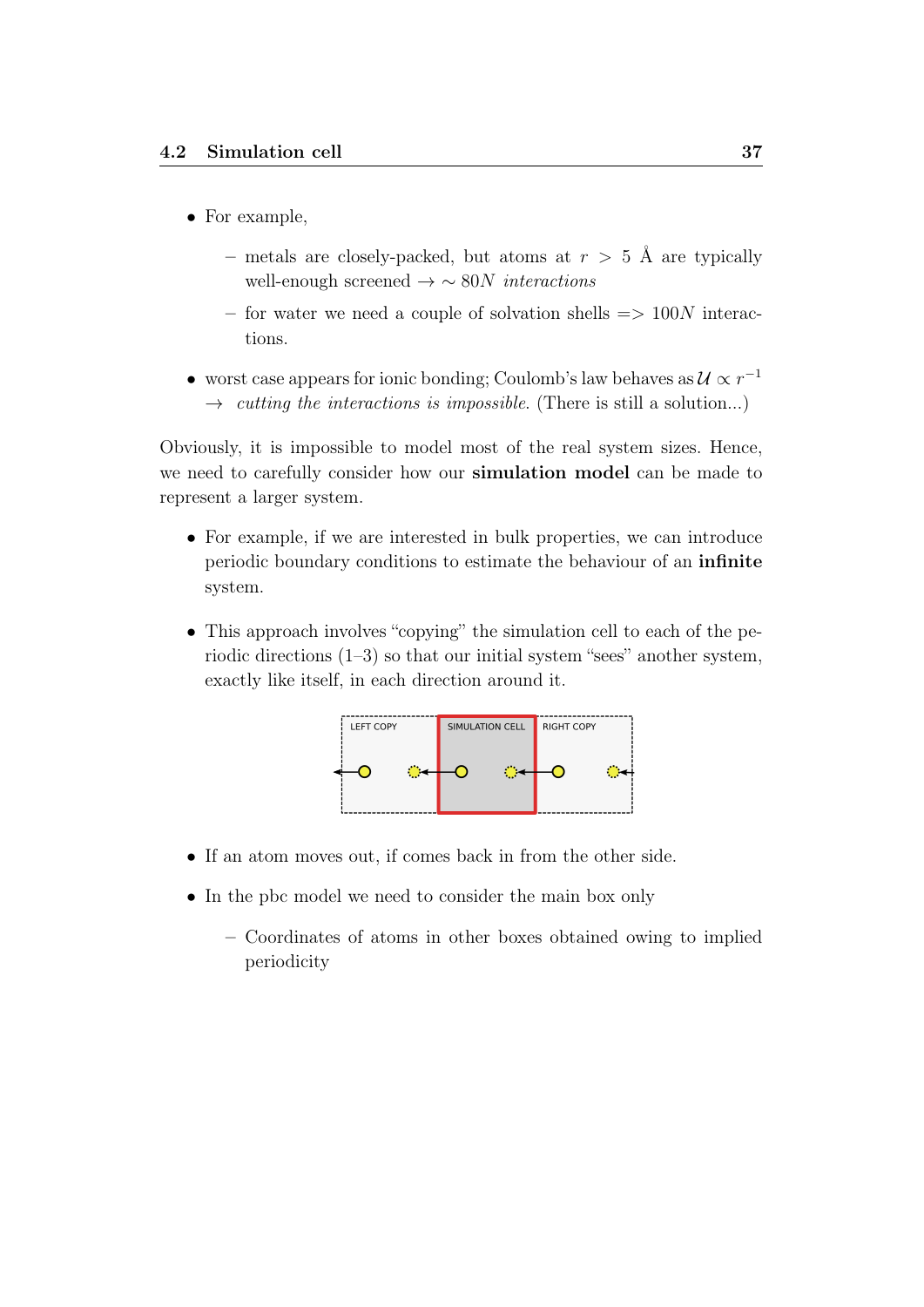- For example,
  - metals are closely-packed, but atoms at $r > 5$ Å are typically well-enough screened → $\sim 80N$ *interactions*
  - for water we need a couple of solvation shells => $100N$ interactions.
- worst case appears for ionic bonding; Coulomb's law behaves as $\mathcal{U} \propto r^{-1}$ → *cutting the interactions is impossible.* (There is still a solution...)

Obviously, it is impossible to model most of the real system sizes. Hence, we need to carefully consider how our **simulation model** can be made to represent a larger system.

- For example, if we are interested in bulk properties, we can introduce periodic boundary conditions to estimate the behaviour of an **infinite** system.
- This approach involves "copying" the simulation cell to each of the periodic directions (1–3) so that our initial system "sees" another system, exactly like itself, in each direction around it.

LEFT COPY | SIMULATION CELL | RIGHT COPY

- If an atom moves out, if comes back in from the other side.
- In the pbc model we need to consider the main box only
  - Coordinates of atoms in other boxes obtained owing to implied periodicity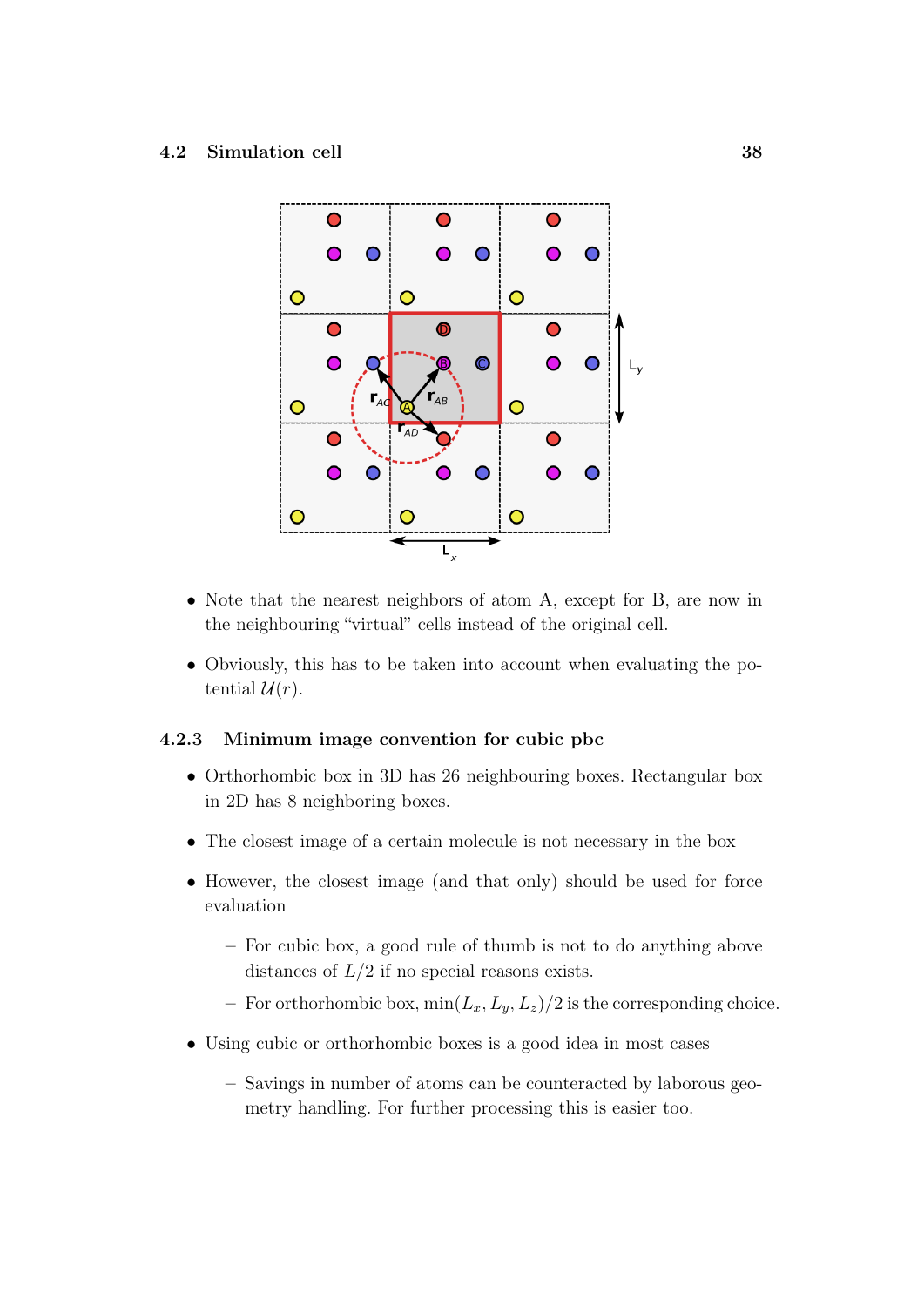- Note that the nearest neighbors of atom A, except for B, are now in the neighbouring "virtual" cells instead of the original cell.
- Obviously, this has to be taken into account when evaluating the potential $\mathcal{U}(r)$.

### 4.2.3 Minimum image convention for cubic pbc

- Orthorhombic box in 3D has 26 neighbouring boxes. Rectangular box in 2D has 8 neighboring boxes.
- The closest image of a certain molecule is not necessary in the box
- However, the closest image (and that only) should be used for force evaluation
  - For cubic box, a good rule of thumb is not to do anything above distances of $L/2$ if no special reasons exists.
  - For orthorhombic box, $\min(L_x, L_y, L_z)/2$ is the corresponding choice.
- Using cubic or orthorhombic boxes is a good idea in most cases
  - Savings in number of atoms can be counteracted by laborous geometry handling. For further processing this is easier too.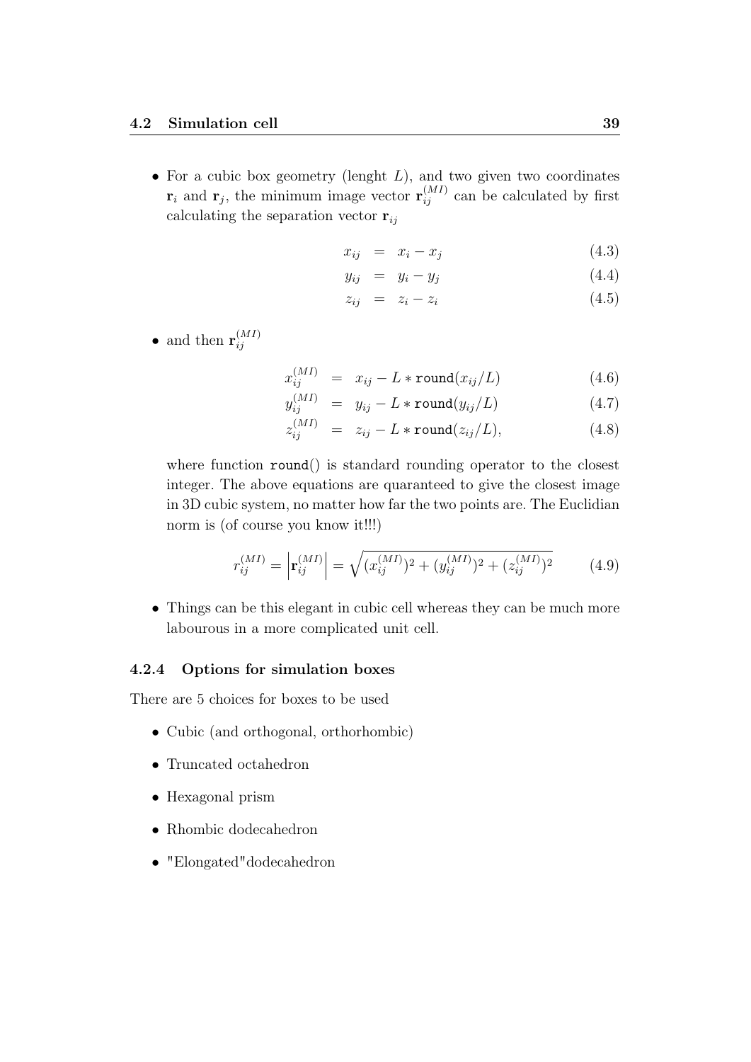- For a cubic box geometry (lenght $L$), and two given two coordinates $\mathbf{r}_i$ and $\mathbf{r}_j$, the minimum image vector $\mathbf{r}_{ij}^{(MI)}$ can be calculated by first calculating the separation vector $\mathbf{r}_{ij}$

$$x_{ij} = x_i - x_j \tag{4.3}$$

$$y_{ij} = y_i - y_j \tag{4.4}$$

$$z_{ij} = z_i - z_i \tag{4.5}$$

- and then $\mathbf{r}_{ij}^{(MI)}$

$$x_{ij}^{(MI)} = x_{ij} - L * \texttt{round}(x_{ij}/L) \tag{4.6}$$

$$y_{ij}^{(MI)} = y_{ij} - L * \texttt{round}(y_{ij}/L) \tag{4.7}$$

$$z_{ij}^{(MI)} = z_{ij} - L * \texttt{round}(z_{ij}/L), \tag{4.8}$$

  where function `round()` is standard rounding operator to the closest integer. The above equations are quaranteed to give the closest image in 3D cubic system, no matter how far the two points are. The Euclidian norm is (of course you know it!!!)

$$r_{ij}^{(MI)} = \left|\mathbf{r}_{ij}^{(MI)}\right| = \sqrt{(x_{ij}^{(MI)})^2 + (y_{ij}^{(MI)})^2 + (z_{ij}^{(MI)})^2} \tag{4.9}$$

- Things can be this elegant in cubic cell whereas they can be much more labourous in a more complicated unit cell.

### 4.2.4 Options for simulation boxes

There are 5 choices for boxes to be used

- Cubic (and orthogonal, orthorhombic)
- Truncated octahedron
- Hexagonal prism
- Rhombic dodecahedron
- "Elongated"dodecahedron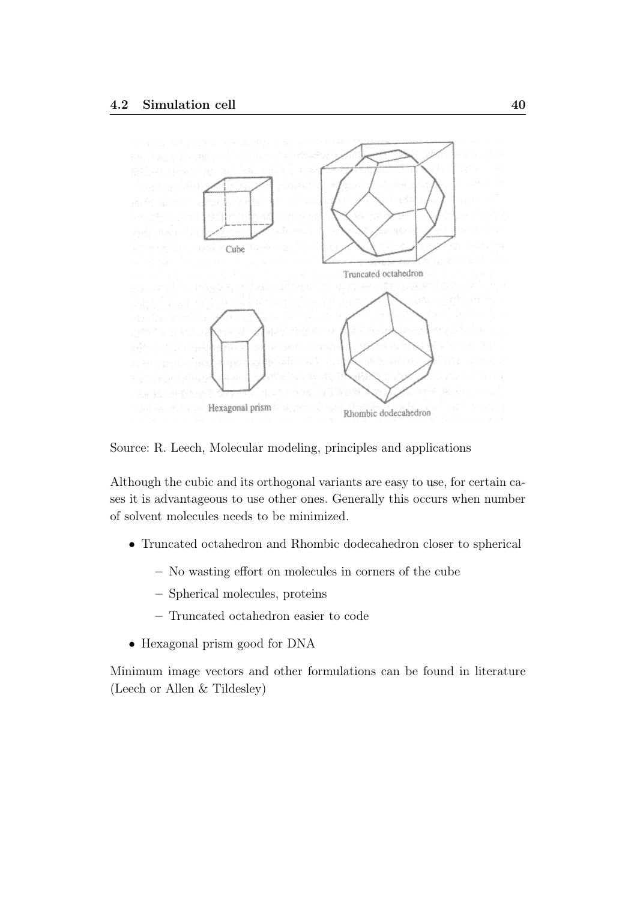Source: R. Leech, Molecular modeling, principles and applications

Although the cubic and its orthogonal variants are easy to use, for certain cases it is advantageous to use other ones. Generally this occurs when number of solvent molecules needs to be minimized.

- Truncated octahedron and Rhombic dodecahedron closer to spherical
  - No wasting effort on molecules in corners of the cube
  - Spherical molecules, proteins
  - Truncated octahedron easier to code
- Hexagonal prism good for DNA

Minimum image vectors and other formulations can be found in literature (Leech or Allen & Tildesley)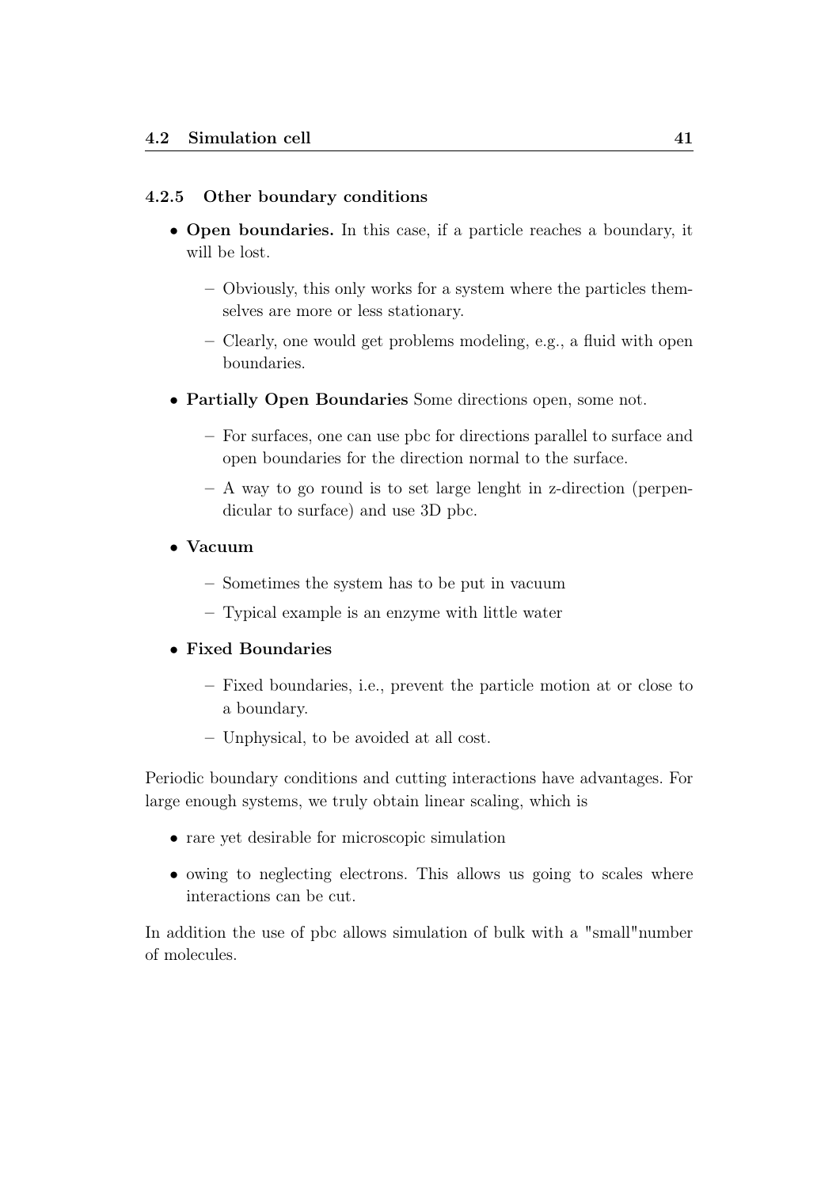### 4.2.5 Other boundary conditions

- **Open boundaries.** In this case, if a particle reaches a boundary, it will be lost.
  - Obviously, this only works for a system where the particles themselves are more or less stationary.
  - Clearly, one would get problems modeling, e.g., a fluid with open boundaries.
- **Partially Open Boundaries** Some directions open, some not.
  - For surfaces, one can use pbc for directions parallel to surface and open boundaries for the direction normal to the surface.
  - A way to go round is to set large lenght in z-direction (perpendicular to surface) and use 3D pbc.
- **Vacuum**
  - Sometimes the system has to be put in vacuum
  - Typical example is an enzyme with little water
- **Fixed Boundaries**
  - Fixed boundaries, i.e., prevent the particle motion at or close to a boundary.
  - Unphysical, to be avoided at all cost.

Periodic boundary conditions and cutting interactions have advantages. For large enough systems, we truly obtain linear scaling, which is

- rare yet desirable for microscopic simulation
- owing to neglecting electrons. This allows us going to scales where interactions can be cut.

In addition the use of pbc allows simulation of bulk with a "small"number of molecules.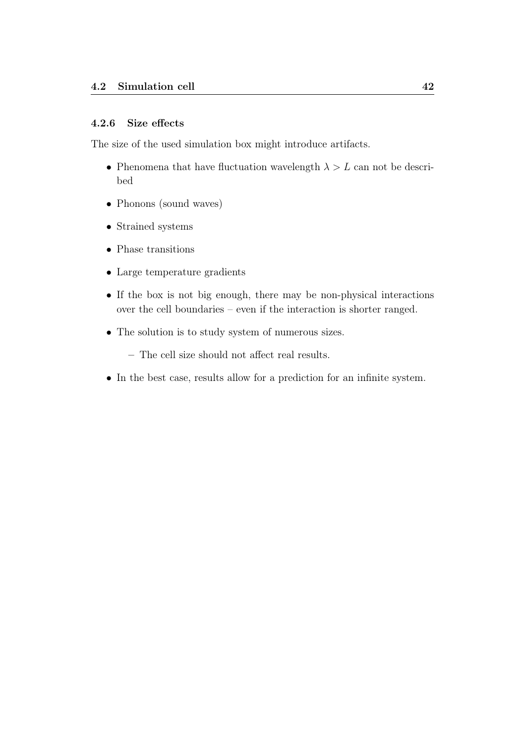### 4.2.6 Size effects

The size of the used simulation box might introduce artifacts.

- Phenomena that have fluctuation wavelength $\lambda > L$ can not be described
- Phonons (sound waves)
- Strained systems
- Phase transitions
- Large temperature gradients
- If the box is not big enough, there may be non-physical interactions over the cell boundaries – even if the interaction is shorter ranged.
- The solution is to study system of numerous sizes.
  - The cell size should not affect real results.
- In the best case, results allow for a prediction for an infinite system.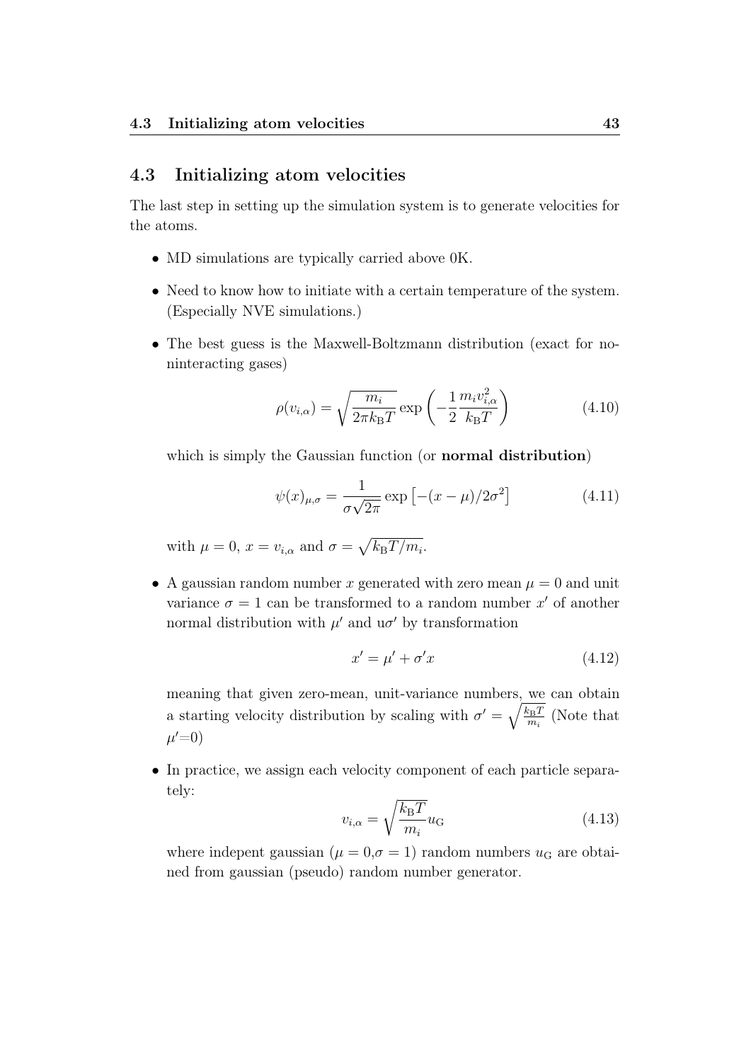## 4.3 Initializing atom velocities

The last step in setting up the simulation system is to generate velocities for the atoms.

- MD simulations are typically carried above 0K.
- Need to know how to initiate with a certain temperature of the system. (Especially NVE simulations.)
- The best guess is the Maxwell-Boltzmann distribution (exact for noninteracting gases)

$$\rho(v_{i,\alpha}) = \sqrt{\frac{m_i}{2\pi k_\mathrm{B} T}} \exp\left(-\frac{1}{2}\frac{m_i v_{i,\alpha}^2}{k_\mathrm{B} T}\right) \tag{4.10}$$

  which is simply the Gaussian function (or **normal distribution**)

$$\psi(x)_{\mu,\sigma} = \frac{1}{\sigma\sqrt{2\pi}} \exp\left[-(x-\mu)/2\sigma^2\right] \tag{4.11}$$

  with $\mu = 0$, $x = v_{i,\alpha}$ and $\sigma = \sqrt{k_\mathrm{B} T/m_i}$.

- A gaussian random number $x$ generated with zero mean $\mu = 0$ and unit variance $\sigma = 1$ can be transformed to a random number $x'$ of another normal distribution with $\mu'$ and u$\sigma'$ by transformation

$$x' = \mu' + \sigma' x \tag{4.12}$$

  meaning that given zero-mean, unit-variance numbers, we can obtain a starting velocity distribution by scaling with $\sigma' = \sqrt{\frac{k_\mathrm{B} T}{m_i}}$ (Note that $\mu'$=0)

- In practice, we assign each velocity component of each particle separately:

$$v_{i,\alpha} = \sqrt{\frac{k_\mathrm{B} T}{m_i}} u_\mathrm{G} \tag{4.13}$$

  where indepent gaussian ($\mu = 0$,$\sigma = 1$) random numbers $u_\mathrm{G}$ are obtained from gaussian (pseudo) random number generator.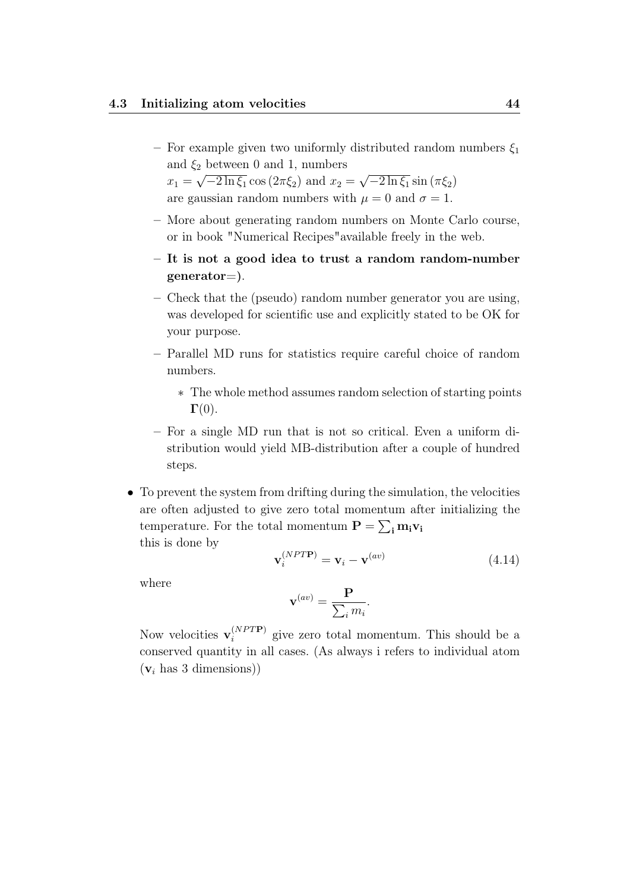- For example given two uniformly distributed random numbers $\xi_1$ and $\xi_2$ between 0 and 1, numbers
  $x_1 = \sqrt{-2 \ln \xi_1} \cos(2\pi\xi_2)$ and $x_2 = \sqrt{-2 \ln \xi_1} \sin(\pi\xi_2)$
  are gaussian random numbers with $\mu = 0$ and $\sigma = 1$.
- More about generating random numbers on Monte Carlo course, or in book "Numerical Recipes"available freely in the web.
- **It is not a good idea to trust a random random-number generator=)**.
- Check that the (pseudo) random number generator you are using, was developed for scientific use and explicitly stated to be OK for your purpose.
- Parallel MD runs for statistics require careful choice of random numbers.
  * The whole method assumes random selection of starting points $\mathbf{\Gamma}(0)$.
- For a single MD run that is not so critical. Even a uniform distribution would yield MB-distribution after a couple of hundred steps.

- To prevent the system from drifting during the simulation, the velocities are often adjusted to give zero total momentum after initializing the temperature. For the total momentum $\mathbf{P} = \sum_\mathbf{i} \mathbf{m_i v_i}$
  this is done by

$$\mathbf{v}_i^{(NPT\mathbf{P})} = \mathbf{v}_i - \mathbf{v}^{(av)} \tag{4.14}$$

where

$$\mathbf{v}^{(av)} = \frac{\mathbf{P}}{\sum_i m_i}.$$

Now velocities $\mathbf{v}_i^{(NPT\mathbf{P})}$ give zero total momentum. This should be a conserved quantity in all cases. (As always i refers to individual atom ($\mathbf{v}_i$ has 3 dimensions))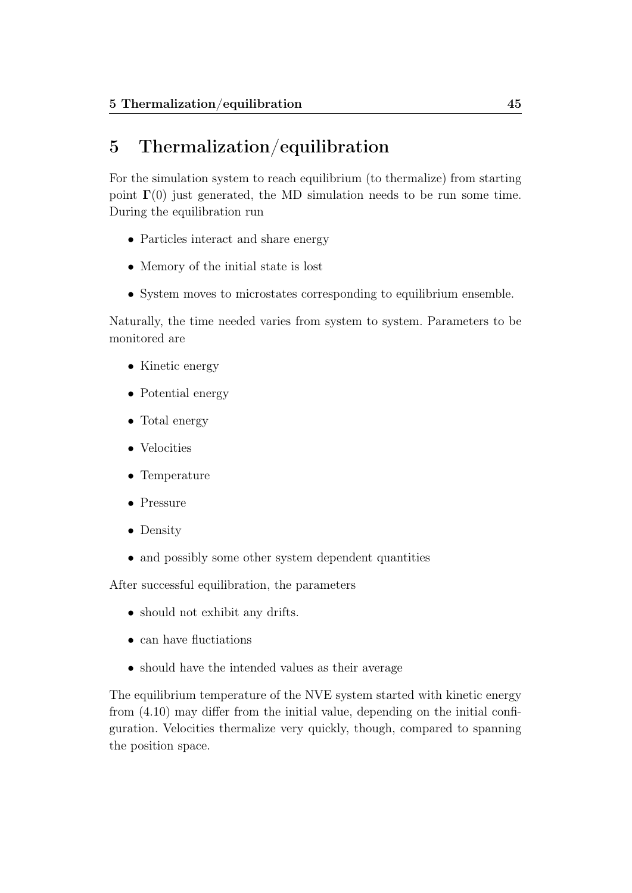# 5 Thermalization/equilibration

For the simulation system to reach equilibrium (to thermalize) from starting point $\mathbf{\Gamma}(0)$ just generated, the MD simulation needs to be run some time. During the equilibration run

- Particles interact and share energy
- Memory of the initial state is lost
- System moves to microstates corresponding to equilibrium ensemble.

Naturally, the time needed varies from system to system. Parameters to be monitored are

- Kinetic energy
- Potential energy
- Total energy
- Velocities
- Temperature
- Pressure
- Density
- and possibly some other system dependent quantities

After successful equilibration, the parameters

- should not exhibit any drifts.
- can have fluctiations
- should have the intended values as their average

The equilibrium temperature of the NVE system started with kinetic energy from (4.10) may differ from the initial value, depending on the initial configuration. Velocities thermalize very quickly, though, compared to spanning the position space.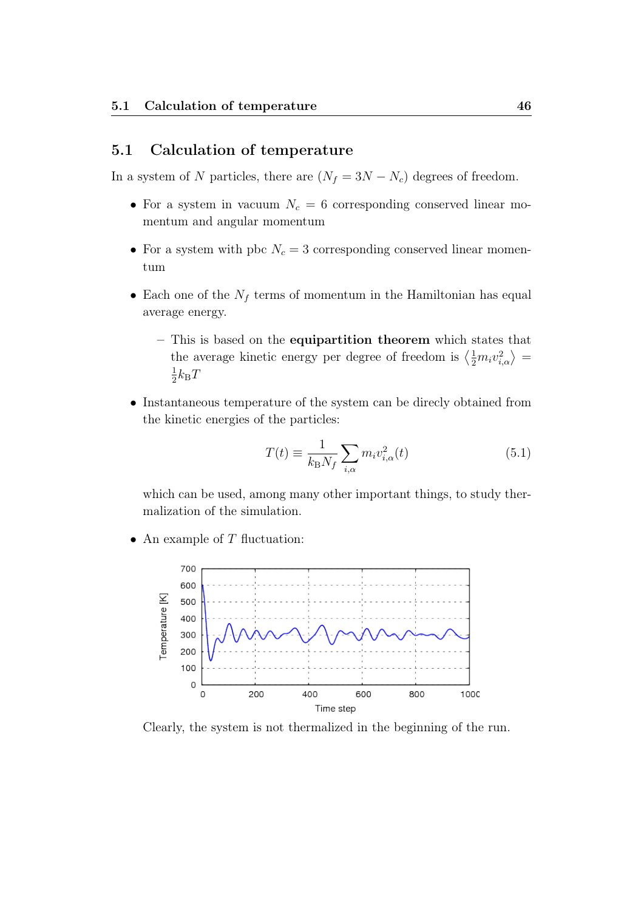## 5.1 Calculation of temperature

In a system of $N$ particles, there are ($N_f = 3N - N_c$) degrees of freedom.

- For a system in vacuum $N_c = 6$ corresponding conserved linear momentum and angular momentum
- For a system with pbc $N_c = 3$ corresponding conserved linear momentum
- Each one of the $N_f$ terms of momentum in the Hamiltonian has equal average energy.
  - This is based on the **equipartition theorem** which states that the average kinetic energy per degree of freedom is $\left\langle \frac{1}{2} m_i v_{i,\alpha}^2 \right\rangle = \frac{1}{2} k_B T$
- Instantaneous temperature of the system can be direcly obtained from the kinetic energies of the particles:

$$T(t) \equiv \frac{1}{k_B N_f} \sum_{i,\alpha} m_i v_{i,\alpha}^2(t) \tag{5.1}$$

  which can be used, among many other important things, to study thermalization of the simulation.

- An example of $T$ fluctuation:

  Clearly, the system is not thermalized in the beginning of the run.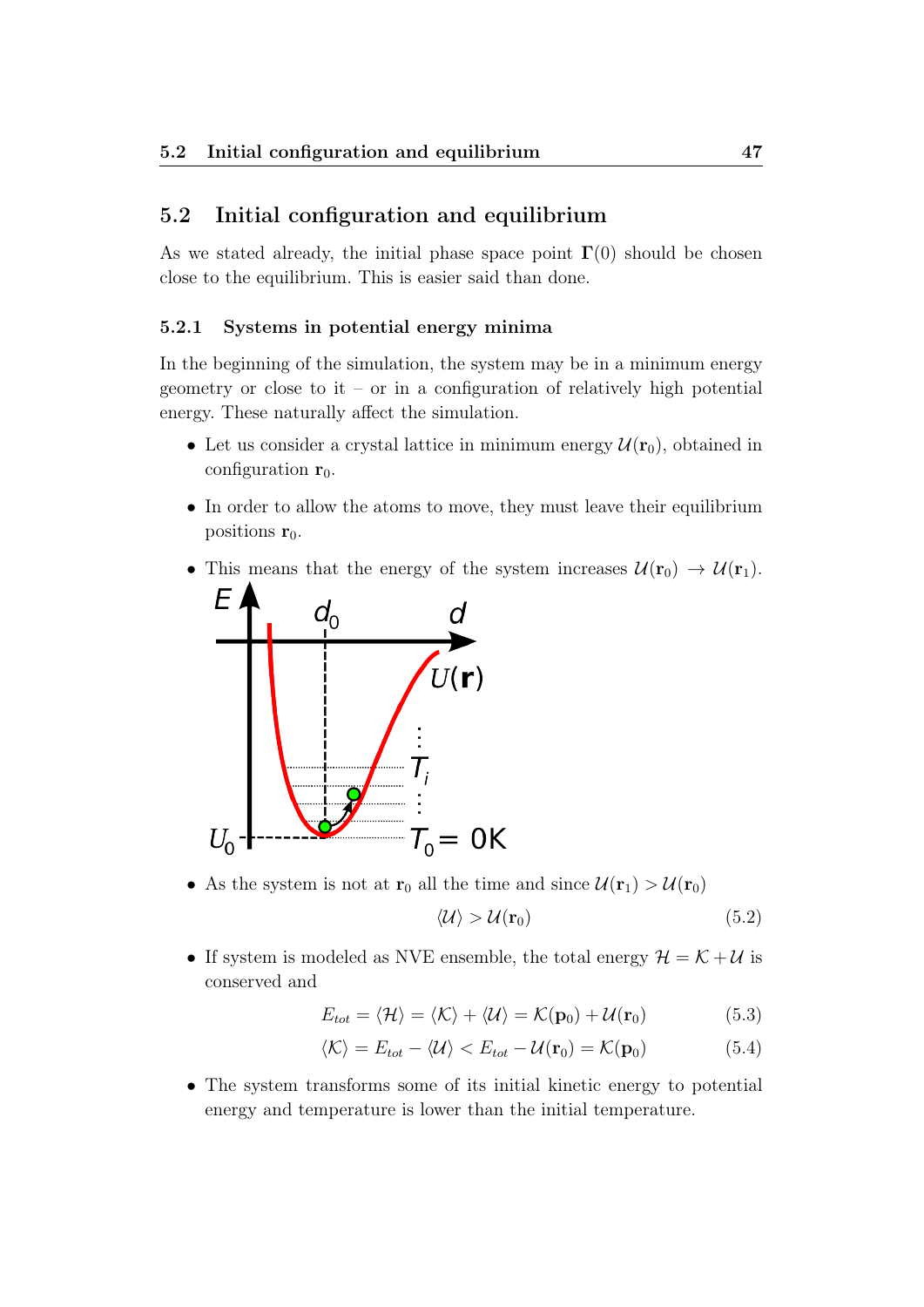## 5.2 Initial configuration and equilibrium

As we stated already, the initial phase space point $\mathbf{\Gamma}(0)$ should be chosen close to the equilibrium. This is easier said than done.

### 5.2.1 Systems in potential energy minima

In the beginning of the simulation, the system may be in a minimum energy geometry or close to it – or in a configuration of relatively high potential energy. These naturally affect the simulation.

- Let us consider a crystal lattice in minimum energy $\mathcal{U}(\mathbf{r}_0)$, obtained in configuration $\mathbf{r}_0$.
- In order to allow the atoms to move, they must leave their equilibrium positions $\mathbf{r}_0$.
- This means that the energy of the system increases $\mathcal{U}(\mathbf{r}_0) \rightarrow \mathcal{U}(\mathbf{r}_1)$.

- As the system is not at $\mathbf{r}_0$ all the time and since $\mathcal{U}(\mathbf{r}_1) > \mathcal{U}(\mathbf{r}_0)$

$$\langle \mathcal{U} \rangle > \mathcal{U}(\mathbf{r}_0) \tag{5.2}$$

- If system is modeled as NVE ensemble, the total energy $\mathcal{H} = \mathcal{K} + \mathcal{U}$ is conserved and

$$E_{tot} = \langle \mathcal{H} \rangle = \langle \mathcal{K} \rangle + \langle \mathcal{U} \rangle = \mathcal{K}(\mathbf{p}_0) + \mathcal{U}(\mathbf{r}_0) \tag{5.3}$$

$$\langle \mathcal{K} \rangle = E_{tot} - \langle \mathcal{U} \rangle < E_{tot} - \mathcal{U}(\mathbf{r}_0) = \mathcal{K}(\mathbf{p}_0) \tag{5.4}$$

- The system transforms some of its initial kinetic energy to potential energy and temperature is lower than the initial temperature.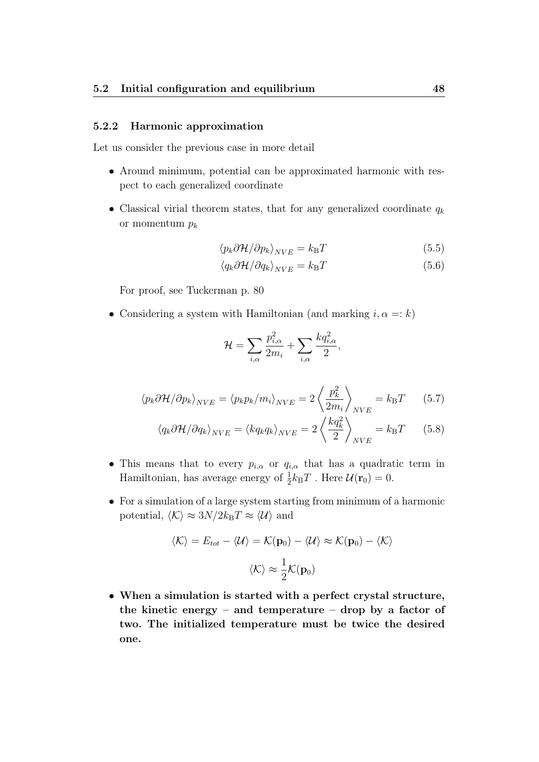### 5.2.2 Harmonic approximation

Let us consider the previous case in more detail

- Around minimum, potential can be approximated harmonic with respect to each generalized coordinate
- Classical virial theorem states, that for any generalized coordinate $q_k$ or momentum $p_k$

$$\langle p_k \partial \mathcal{H} / \partial p_k \rangle_{NVE} = k_{\mathrm{B}} T \tag{5.5}$$

$$\langle q_k \partial \mathcal{H} / \partial q_k \rangle_{NVE} = k_{\mathrm{B}} T \tag{5.6}$$

  For proof, see Tuckerman p. 80

- Considering a system with Hamiltonian (and marking $i, \alpha =: k$)

$$\mathcal{H} = \sum_{i,\alpha} \frac{p_{i,\alpha}^2}{2m_i} + \sum_{i,\alpha} \frac{k q_{i,\alpha}^2}{2},$$

$$\langle p_k \partial \mathcal{H} / \partial p_k \rangle_{NVE} = \langle p_k p_k / m_i \rangle_{NVE} = 2 \left\langle \frac{p_k^2}{2m_i} \right\rangle_{NVE} = k_{\mathrm{B}} T \tag{5.7}$$

$$\langle q_k \partial \mathcal{H} / \partial q_k \rangle_{NVE} = \langle k q_k q_k \rangle_{NVE} = 2 \left\langle \frac{k q_k^2}{2} \right\rangle_{NVE} = k_{\mathrm{B}} T \tag{5.8}$$

- This means that to every $p_{i,\alpha}$ or $q_{i,\alpha}$ that has a quadratic term in Hamiltonian, has average energy of $\frac{1}{2} k_{\mathrm{B}} T$ . Here $\mathcal{U}(\mathbf{r}_0) = 0$.
- For a simulation of a large system starting from minimum of a harmonic potential, $\langle \mathcal{K} \rangle \approx 3N/2 k_{\mathrm{B}} T \approx \langle \mathcal{U} \rangle$ and

$$\langle \mathcal{K} \rangle = E_{tot} - \langle \mathcal{U} \rangle = \mathcal{K}(\mathbf{p}_0) - \langle \mathcal{U} \rangle \approx \mathcal{K}(\mathbf{p}_0) - \langle \mathcal{K} \rangle$$

$$\langle \mathcal{K} \rangle \approx \frac{1}{2} \mathcal{K}(\mathbf{p}_0)$$

- **When a simulation is started with a perfect crystal structure, the kinetic energy – and temperature – drop by a factor of two. The initialized temperature must be twice the desired one.**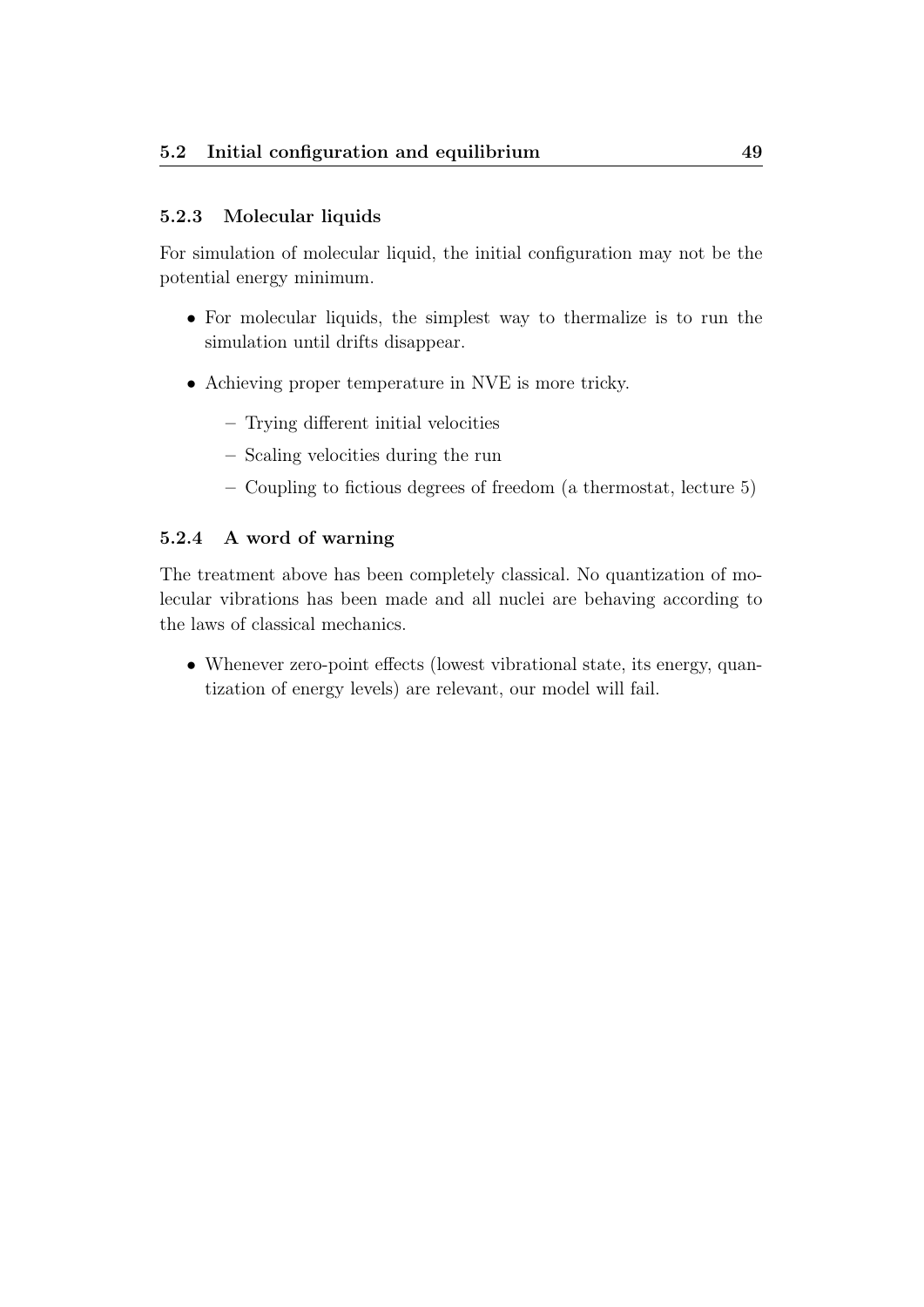### 5.2.3 Molecular liquids

For simulation of molecular liquid, the initial configuration may not be the potential energy minimum.

- For molecular liquids, the simplest way to thermalize is to run the simulation until drifts disappear.
- Achieving proper temperature in NVE is more tricky.
  - Trying different initial velocities
  - Scaling velocities during the run
  - Coupling to fictious degrees of freedom (a thermostat, lecture 5)

### 5.2.4 A word of warning

The treatment above has been completely classical. No quantization of molecular vibrations has been made and all nuclei are behaving according to the laws of classical mechanics.

- Whenever zero-point effects (lowest vibrational state, its energy, quantization of energy levels) are relevant, our model will fail.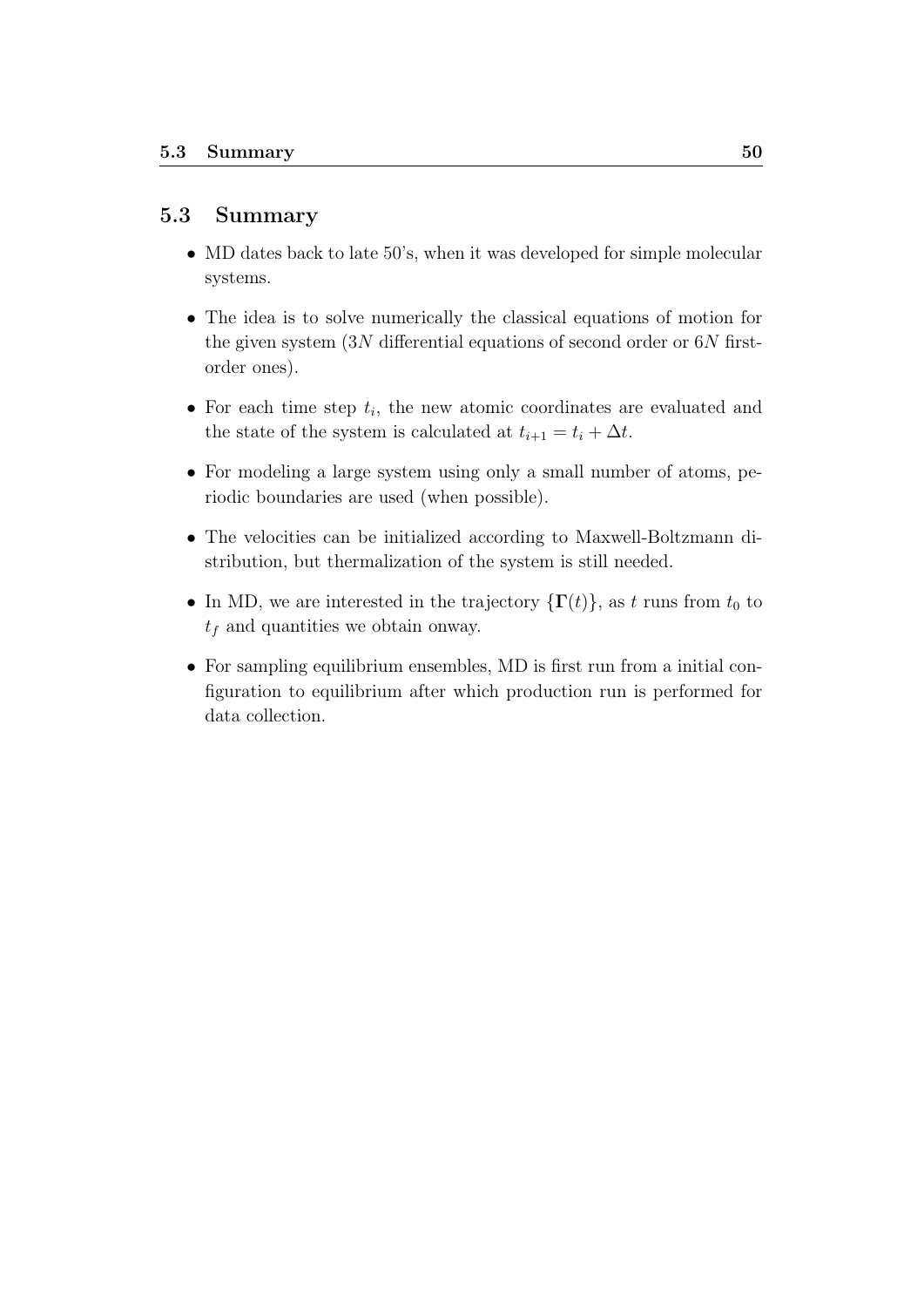## 5.3 Summary

- MD dates back to late 50's, when it was developed for simple molecular systems.
- The idea is to solve numerically the classical equations of motion for the given system ($3N$ differential equations of second order or $6N$ first-order ones).
- For each time step $t_i$, the new atomic coordinates are evaluated and the state of the system is calculated at $t_{i+1} = t_i + \Delta t$.
- For modeling a large system using only a small number of atoms, periodic boundaries are used (when possible).
- The velocities can be initialized according to Maxwell-Boltzmann distribution, but thermalization of the system is still needed.
- In MD, we are interested in the trajectory $\{\mathbf{\Gamma}(t)\}$, as $t$ runs from $t_0$ to $t_f$ and quantities we obtain onway.
- For sampling equilibrium ensembles, MD is first run from a initial configuration to equilibrium after which production run is performed for data collection.